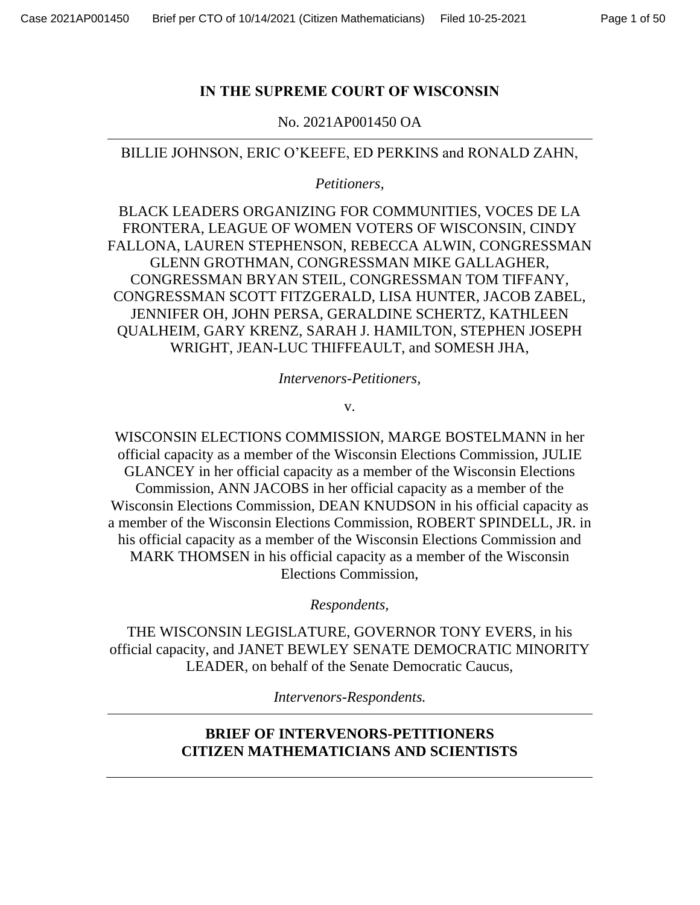# IN THE SUPREME COURT OF WISCONSIN

No. 2021AP001450 OA

---

BILLIE JOHNSON, ERIC O'KEEFE, ED PERKINS and RONALD ZAHN,

*Petitioners,*

BLACK LEADERS ORGANIZING FOR COMMUNITIES, VOCES DE LA FRONTERA, LEAGUE OF WOMEN VOTERS OF WISCONSIN, CINDY FALLONA, LAUREN STEPHENSON, REBECCA ALWIN, CONGRESSMAN GLENN GROTHMAN, CONGRESSMAN MIKE GALLAGHER, CONGRESSMAN BRYAN STEIL, CONGRESSMAN TOM TIFFANY, CONGRESSMAN SCOTT FITZGERALD, LISA HUNTER, JACOB ZABEL, JENNIFER OH, JOHN PERSA, GERALDINE SCHERTZ, KATHLEEN QUALHEIM, GARY KRENZ, SARAH J. HAMILTON, STEPHEN JOSEPH WRIGHT, JEAN-LUC THIFFEAULT, and SOMESH JHA,

*Intervenors-Petitioners,*

v.

WISCONSIN ELECTIONS COMMISSION, MARGE BOSTELMANN in her official capacity as a member of the Wisconsin Elections Commission, JULIE GLANCEY in her official capacity as a member of the Wisconsin Elections Commission, ANN JACOBS in her official capacity as a member of the Wisconsin Elections Commission, DEAN KNUDSON in his official capacity as a member of the Wisconsin Elections Commission, ROBERT SPINDELL, JR. in his official capacity as a member of the Wisconsin Elections Commission and MARK THOMSEN in his official capacity as a member of the Wisconsin Elections Commission,

*Respondents,*

THE WISCONSIN LEGISLATURE, GOVERNOR TONY EVERS, in his official capacity, and JANET BEWLEY SENATE DEMOCRATIC MINORITY LEADER, on behalf of the Senate Democratic Caucus,

*Intervenors-Respondents.*

---

## BRIEF OF INTERVENORS-PETITIONERS CITIZEN MATHEMATICIANS AND SCIENTISTS

---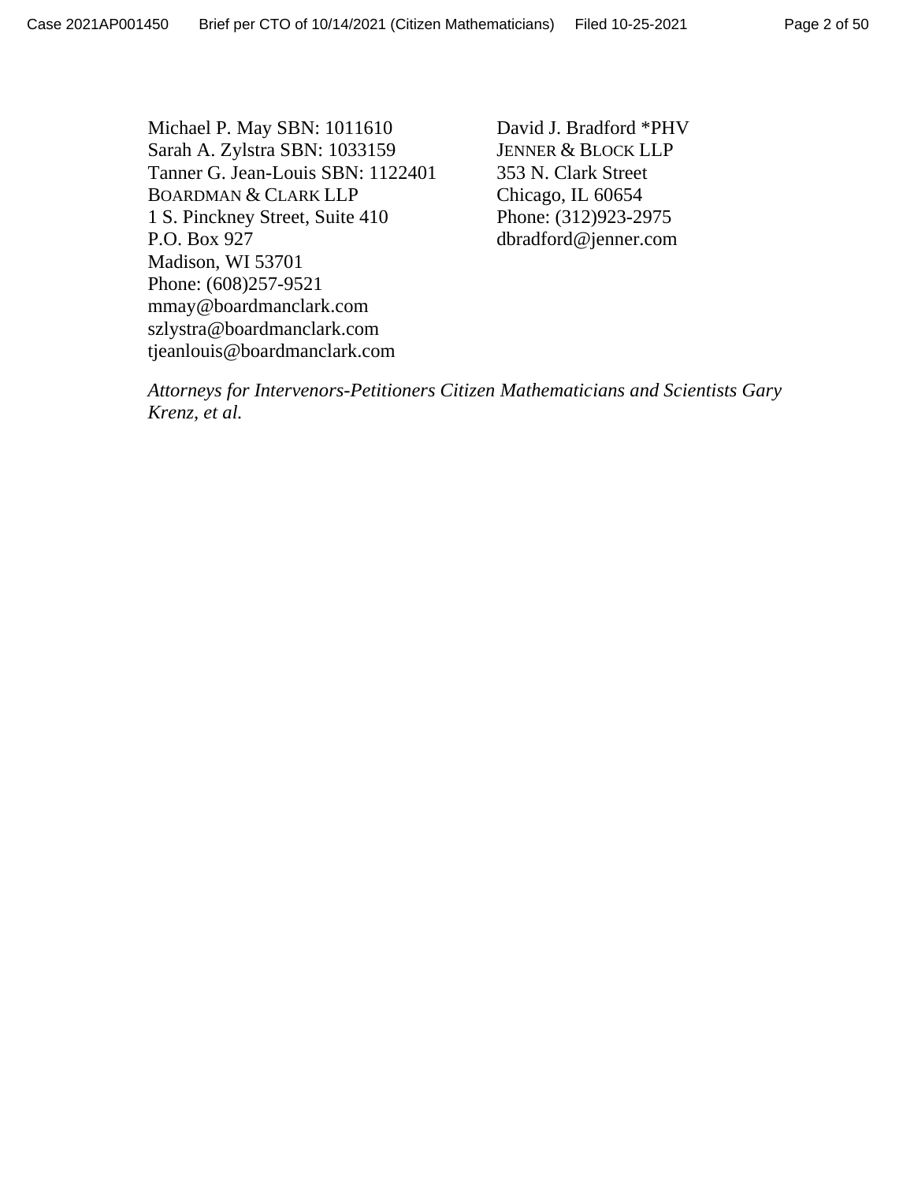Michael P. May SBN: 1011610
Sarah A. Zylstra SBN: 1033159
Tanner G. Jean-Louis SBN: 1122401
BOARDMAN & CLARK LLP
1 S. Pinckney Street, Suite 410
P.O. Box 927
Madison, WI 53701
Phone: (608)257-9521
mmay@boardmanclark.com
szlystra@boardmanclark.com
tjeanlouis@boardmanclark.com

David J. Bradford *PHV
JENNER & BLOCK LLP
353 N. Clark Street
Chicago, IL 60654
Phone: (312)923-2975
dbradford@jenner.com

*Attorneys for Intervenors-Petitioners Citizen Mathematicians and Scientists Gary Krenz, et al.*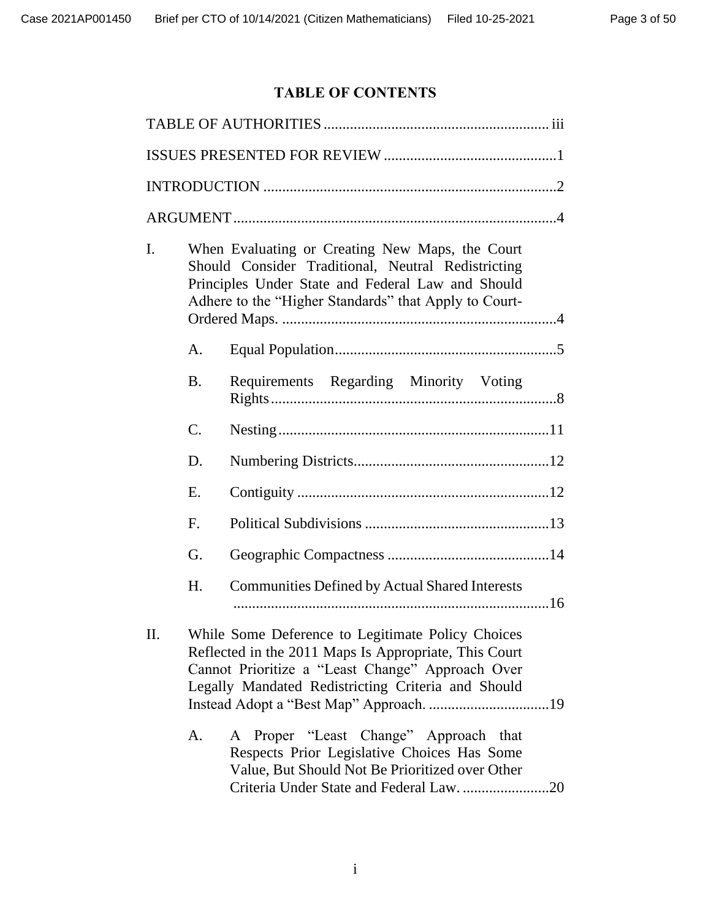# TABLE OF CONTENTS

TABLE OF AUTHORITIES ........................................................... iii

ISSUES PRESENTED FOR REVIEW ..............................................1

INTRODUCTION .............................................................................2

ARGUMENT .....................................................................................4

I. When Evaluating or Creating New Maps, the Court Should Consider Traditional, Neutral Redistricting Principles Under State and Federal Law and Should Adhere to the "Higher Standards" that Apply to Court-Ordered Maps. .........................................................................4

   A. Equal Population...........................................................5

   B. Requirements Regarding Minority Voting Rights............................................................................8

   C. Nesting........................................................................11

   D. Numbering Districts....................................................12

   E. Contiguity ...................................................................12

   F. Political Subdivisions .................................................13

   G. Geographic Compactness ...........................................14

   H. Communities Defined by Actual Shared Interests ....................................................................................16

II. While Some Deference to Legitimate Policy Choices Reflected in the 2011 Maps Is Appropriate, This Court Cannot Prioritize a "Least Change" Approach Over Legally Mandated Redistricting Criteria and Should Instead Adopt a "Best Map" Approach. ................................19

   A. A Proper "Least Change" Approach that Respects Prior Legislative Choices Has Some Value, But Should Not Be Prioritized over Other Criteria Under State and Federal Law. .......................20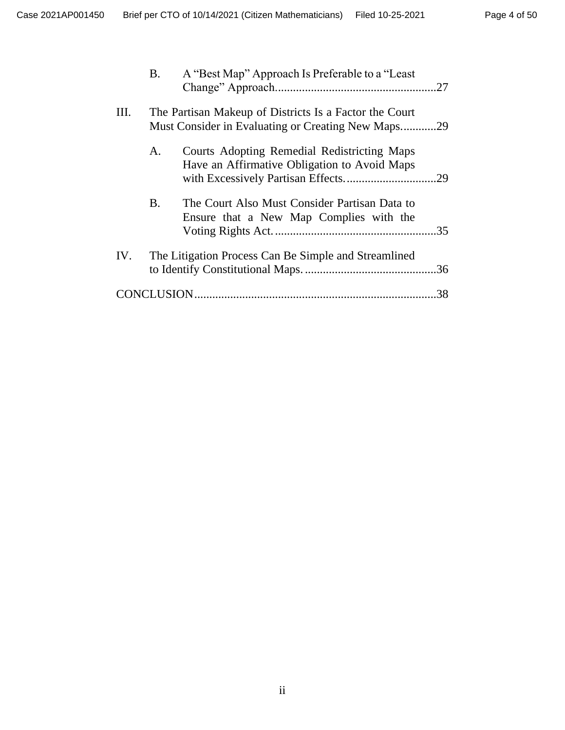B. A "Best Map" Approach Is Preferable to a "Least Change" Approach......................................................27

III. The Partisan Makeup of Districts Is a Factor the Court Must Consider in Evaluating or Creating New Maps............29

A. Courts Adopting Remedial Redistricting Maps Have an Affirmative Obligation to Avoid Maps with Excessively Partisan Effects...............................29

B. The Court Also Must Consider Partisan Data to Ensure that a New Map Complies with the Voting Rights Act.......................................................35

IV. The Litigation Process Can Be Simple and Streamlined to Identify Constitutional Maps. ............................................36

CONCLUSION.................................................................................38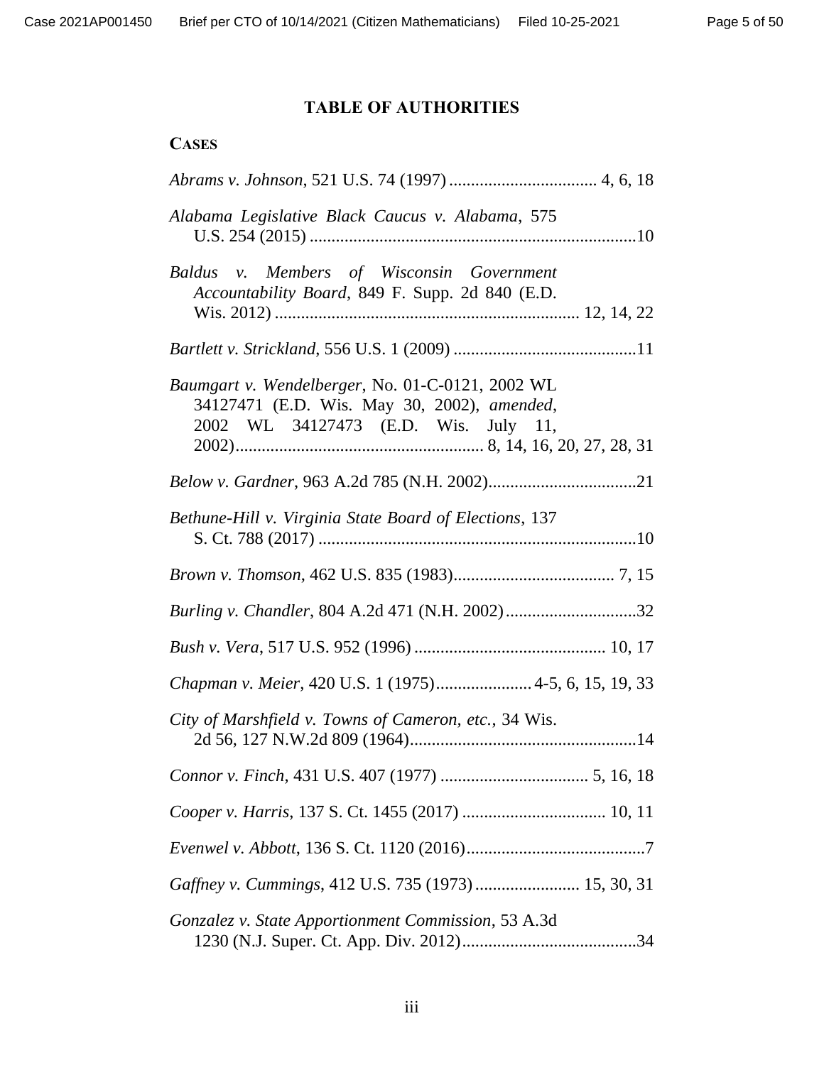# TABLE OF AUTHORITIES

## CASES

*Abrams v. Johnson*, 521 U.S. 74 (1997) ................................. 4, 6, 18

*Alabama Legislative Black Caucus v. Alabama*, 575 U.S. 254 (2015) ..........................................................................10

*Baldus v. Members of Wisconsin Government Accountability Board*, 849 F. Supp. 2d 840 (E.D. Wis. 2012) ..................................................................... 12, 14, 22

*Bartlett v. Strickland*, 556 U.S. 1 (2009) ..........................................11

*Baumgart v. Wendelberger*, No. 01-C-0121, 2002 WL 34127471 (E.D. Wis. May 30, 2002), *amended*, 2002 WL 34127473 (E.D. Wis. July 11, 2002)........................................................ 8, 14, 16, 20, 27, 28, 31

*Below v. Gardner*, 963 A.2d 785 (N.H. 2002)..................................21

*Bethune-Hill v. Virginia State Board of Elections*, 137 S. Ct. 788 (2017) ........................................................................10

*Brown v. Thomson*, 462 U.S. 835 (1983)..................................... 7, 15

*Burling v. Chandler*, 804 A.2d 471 (N.H. 2002) ..............................32

*Bush v. Vera*, 517 U.S. 952 (1996) ........................................... 10, 17

*Chapman v. Meier*, 420 U.S. 1 (1975)...................... 4-5, 6, 15, 19, 33

*City of Marshfield v. Towns of Cameron, etc.*, 34 Wis. 2d 56, 127 N.W.2d 809 (1964)....................................................14

*Connor v. Finch*, 431 U.S. 407 (1977) .................................. 5, 16, 18

*Cooper v. Harris*, 137 S. Ct. 1455 (2017) ................................. 10, 11

*Evenwel v. Abbott*, 136 S. Ct. 1120 (2016).........................................7

*Gaffney v. Cummings*, 412 U.S. 735 (1973) ........................ 15, 30, 31

*Gonzalez v. State Apportionment Commission*, 53 A.3d 1230 (N.J. Super. Ct. App. Div. 2012)........................................34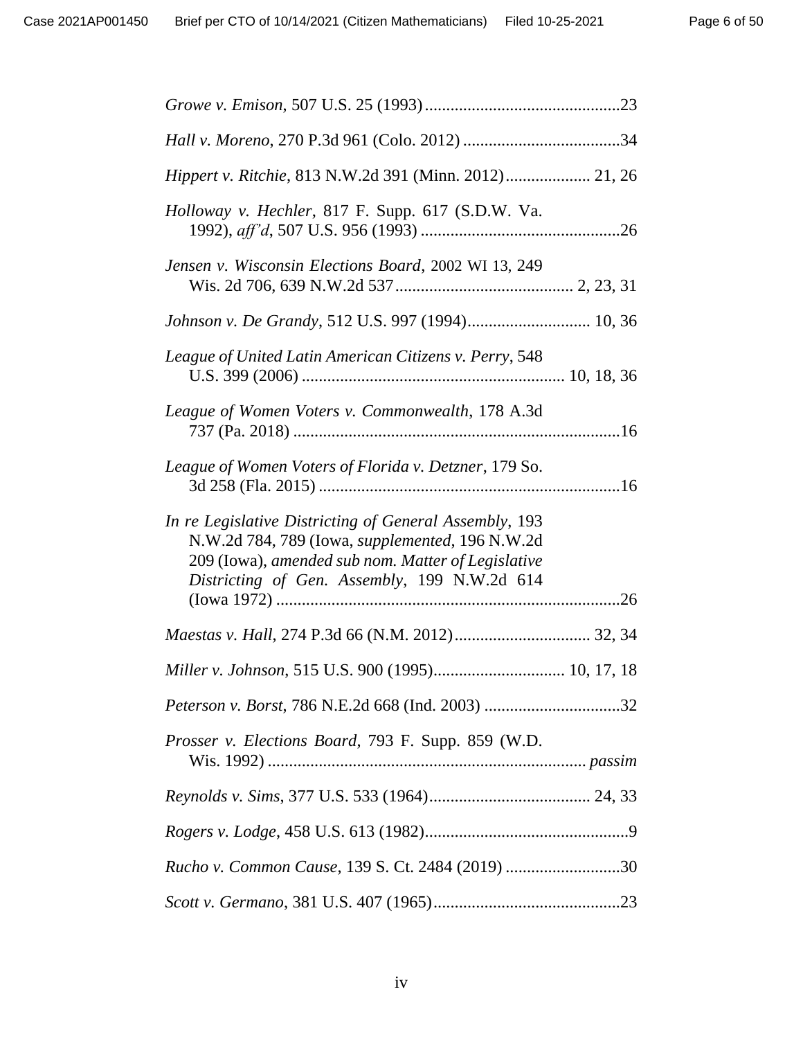*Growe v. Emison*, 507 U.S. 25 (1993) .............................................23

*Hall v. Moreno*, 270 P.3d 961 (Colo. 2012) ....................................34

*Hippert v. Ritchie*, 813 N.W.2d 391 (Minn. 2012)................... 21, 26

*Holloway v. Hechler*, 817 F. Supp. 617 (S.D.W. Va. 1992), *aff'd*, 507 U.S. 956 (1993) ..............................................26

*Jensen v. Wisconsin Elections Board*, 2002 WI 13, 249 Wis. 2d 706, 639 N.W.2d 537......................................... 2, 23, 31

*Johnson v. De Grandy*, 512 U.S. 997 (1994)............................ 10, 36

*League of United Latin American Citizens v. Perry*, 548 U.S. 399 (2006) ............................................................ 10, 18, 36

*League of Women Voters v. Commonwealth*, 178 A.3d 737 (Pa. 2018) ............................................................................16

*League of Women Voters of Florida v. Detzner*, 179 So. 3d 258 (Fla. 2015) ......................................................................16

*In re Legislative Districting of General Assembly*, 193 N.W.2d 784, 789 (Iowa, *supplemented*, 196 N.W.2d 209 (Iowa), *amended sub nom. Matter of Legislative Districting of Gen. Assembly*, 199 N.W.2d 614 (Iowa 1972) ................................................................................26

*Maestas v. Hall*, 274 P.3d 66 (N.M. 2012)............................... 32, 34

*Miller v. Johnson*, 515 U.S. 900 (1995).............................. 10, 17, 18

*Peterson v. Borst*, 786 N.E.2d 668 (Ind. 2003) ...............................32

*Prosser v. Elections Board*, 793 F. Supp. 859 (W.D. Wis. 1992) .......................................................................... *passim*

*Reynolds v. Sims*, 377 U.S. 533 (1964)..................................... 24, 33

*Rogers v. Lodge*, 458 U.S. 613 (1982)................................................9

*Rucho v. Common Cause*, 139 S. Ct. 2484 (2019) ...........................30

*Scott v. Germano*, 381 U.S. 407 (1965)............................................23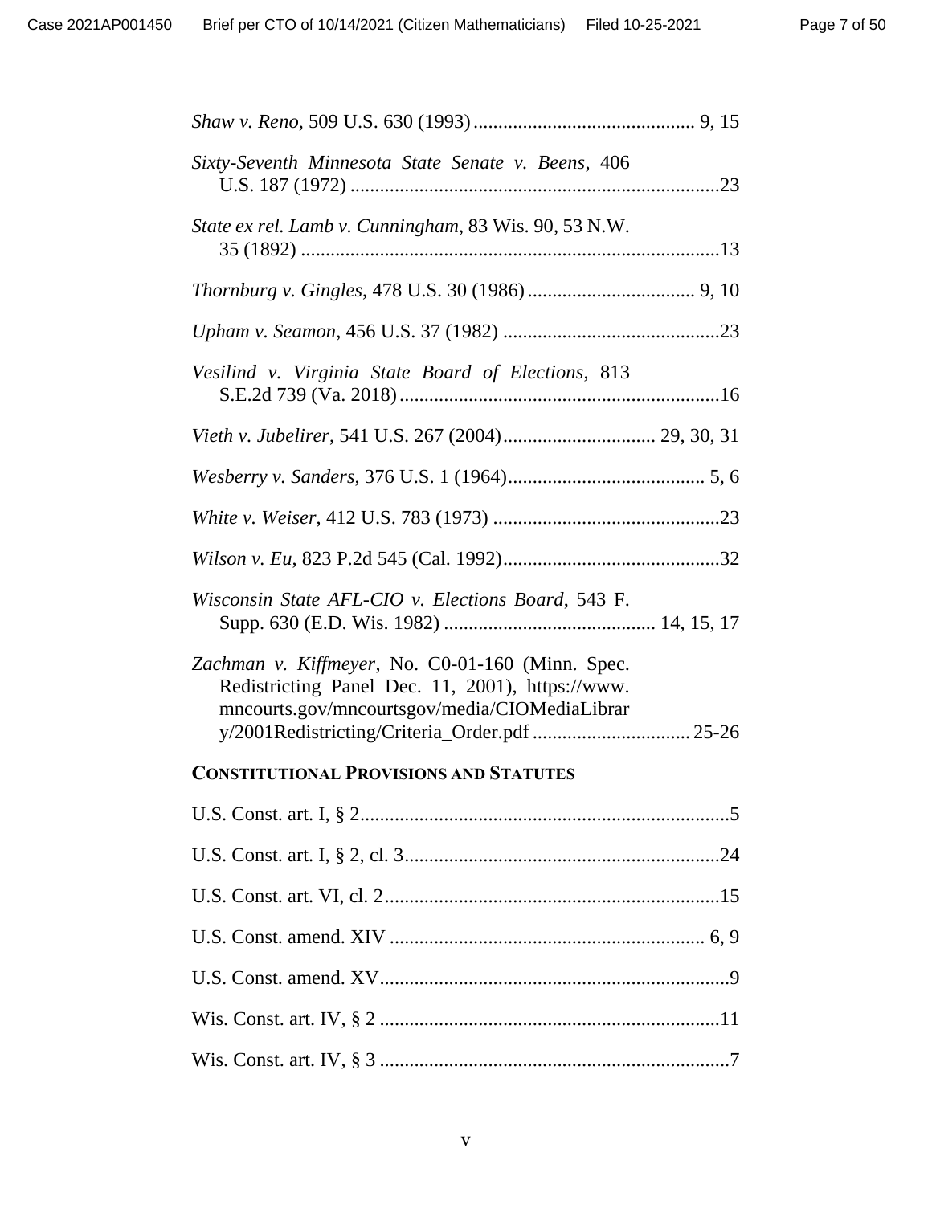*Shaw v. Reno*, 509 U.S. 630 (1993) ............................................. 9, 15

*Sixty-Seventh Minnesota State Senate v. Beens*, 406 U.S. 187 (1972) ...........................................................................23

*State ex rel. Lamb v. Cunningham*, 83 Wis. 90, 53 N.W. 35 (1892) .....................................................................................13

*Thornburg v. Gingles*, 478 U.S. 30 (1986) .................................. 9, 10

*Upham v. Seamon*, 456 U.S. 37 (1982) ............................................23

*Vesilind v. Virginia State Board of Elections*, 813 S.E.2d 739 (Va. 2018) .................................................................16

*Vieth v. Jubelirer*, 541 U.S. 267 (2004)............................... 29, 30, 31

*Wesberry v. Sanders*, 376 U.S. 1 (1964)........................................ 5, 6

*White v. Weiser*, 412 U.S. 783 (1973) ..............................................23

*Wilson v. Eu*, 823 P.2d 545 (Cal. 1992)............................................32

*Wisconsin State AFL-CIO v. Elections Board*, 543 F. Supp. 630 (E.D. Wis. 1982) ........................................... 14, 15, 17

*Zachman v. Kiffmeyer*, No. C0-01-160 (Minn. Spec. Redistricting Panel Dec. 11, 2001), https://www.mncourts.gov/mncourtsgov/media/CIOMediaLibrary/2001Redistricting/Criteria_Order.pdf ................................ 25-26

**CONSTITUTIONAL PROVISIONS AND STATUTES**

U.S. Const. art. I, § 2...........................................................................5

U.S. Const. art. I, § 2, cl. 3................................................................24

U.S. Const. art. VI, cl. 2....................................................................15

U.S. Const. amend. XIV ................................................................ 6, 9

U.S. Const. amend. XV.......................................................................9

Wis. Const. art. IV, § 2 .....................................................................11

Wis. Const. art. IV, § 3 .......................................................................7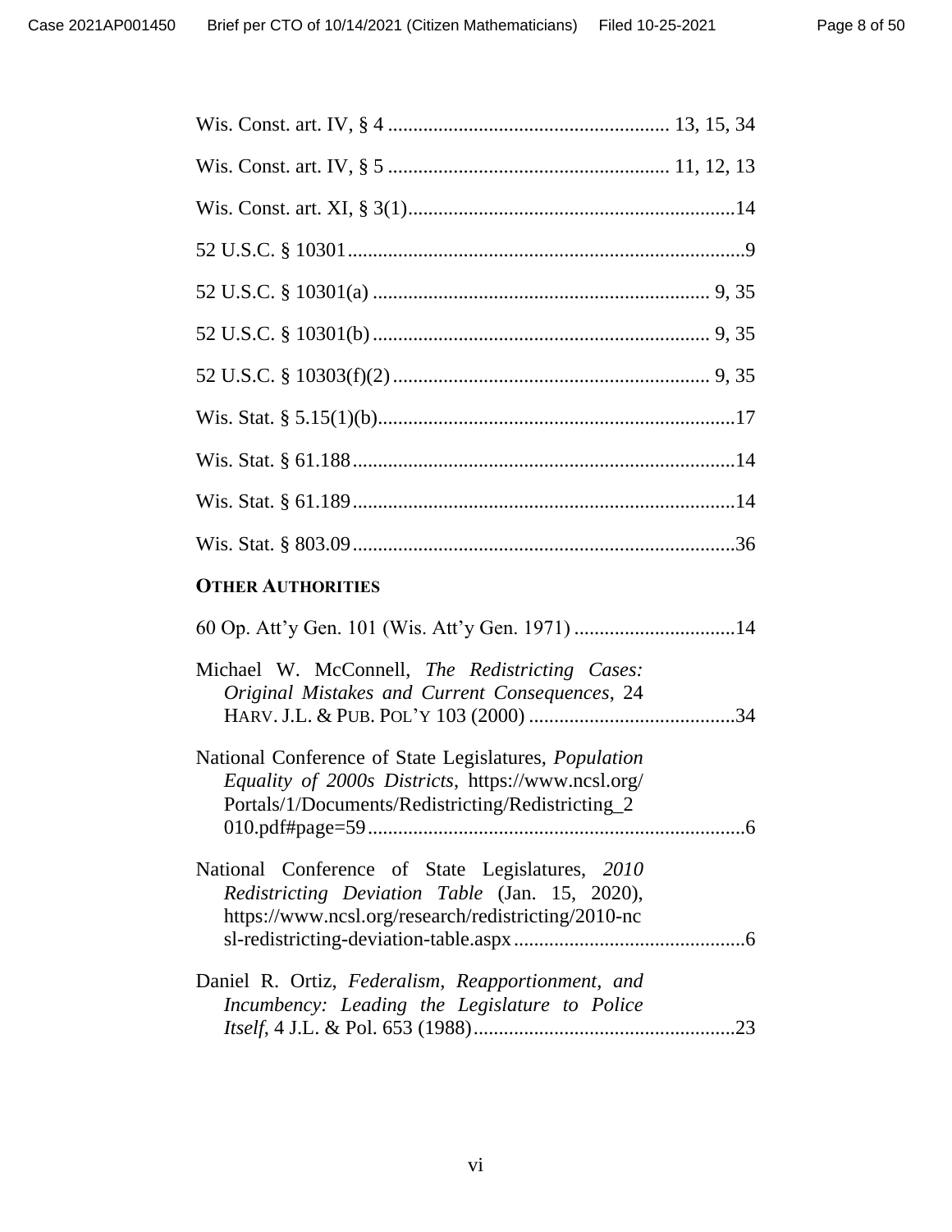Wis. Const. art. IV, § 4 ....................................................... 13, 15, 34

Wis. Const. art. IV, § 5 ....................................................... 11, 12, 13

Wis. Const. art. XI, § 3(1)................................................................14

52 U.S.C. § 10301..............................................................................9

52 U.S.C. § 10301(a) .................................................................. 9, 35

52 U.S.C. § 10301(b) .................................................................. 9, 35

52 U.S.C. § 10303(f)(2) .............................................................. 9, 35

Wis. Stat. § 5.15(1)(b)......................................................................17

Wis. Stat. § 61.188...........................................................................14

Wis. Stat. § 61.189...........................................................................14

Wis. Stat. § 803.09...........................................................................36

**OTHER AUTHORITIES**

60 Op. Att'y Gen. 101 (Wis. Att'y Gen. 1971) ................................14

Michael W. McConnell, *The Redistricting Cases: Original Mistakes and Current Consequences*, 24 HARV. J.L. & PUB. POL'Y 103 (2000) .........................................34

National Conference of State Legislatures, *Population Equality of 2000s Districts*, https://www.ncsl.org/Portals/1/Documents/Redistricting/Redistricting_2010.pdf#page=59..........................................................................6

National Conference of State Legislatures, *2010 Redistricting Deviation Table* (Jan. 15, 2020), https://www.ncsl.org/research/redistricting/2010-ncsl-redistricting-deviation-table.aspx.............................................6

Daniel R. Ortiz, *Federalism, Reapportionment, and Incumbency: Leading the Legislature to Police Itself*, 4 J.L. & Pol. 653 (1988)...................................................23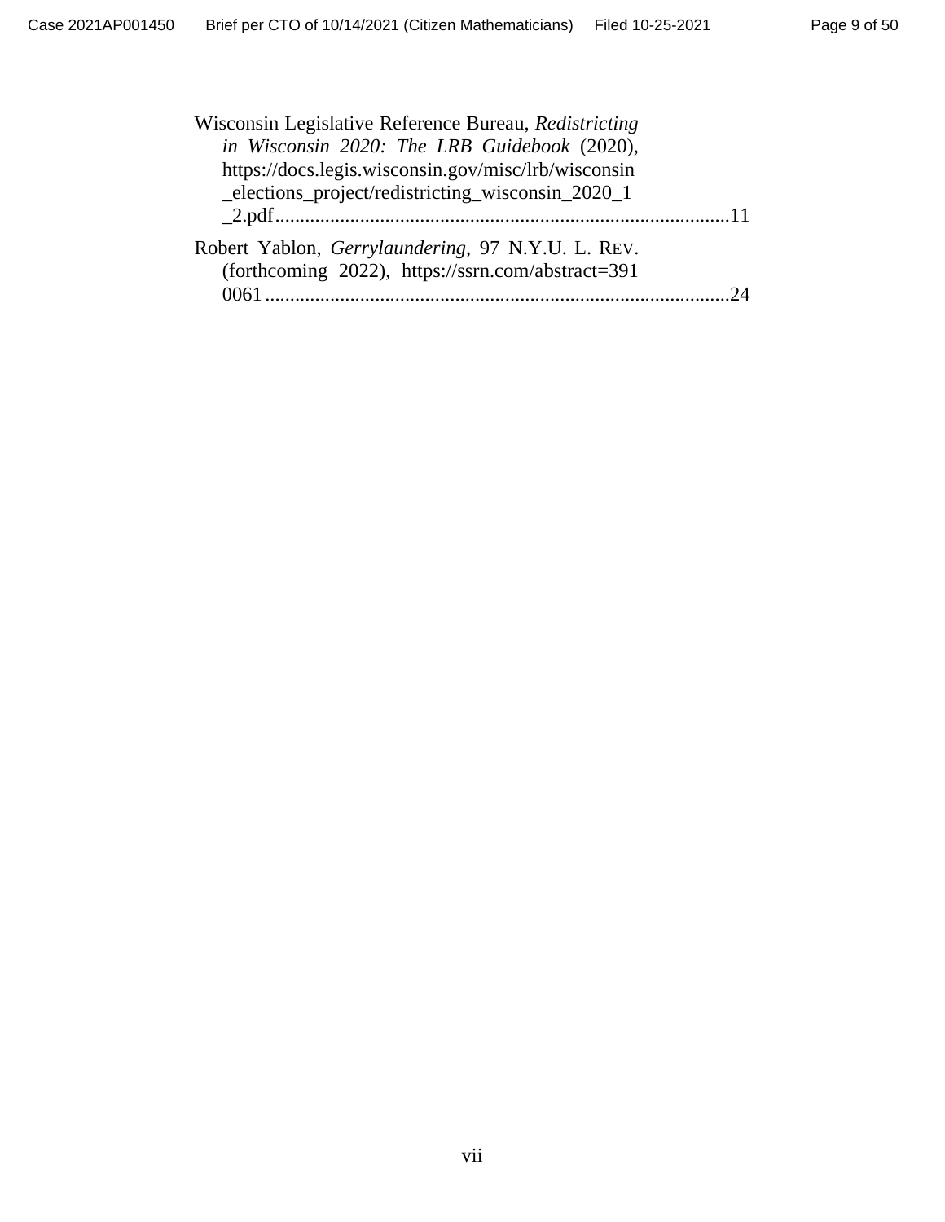Wisconsin Legislative Reference Bureau, *Redistricting in Wisconsin 2020: The LRB Guidebook* (2020), https://docs.legis.wisconsin.gov/misc/lrb/wisconsin_elections_project/redistricting_wisconsin_2020_1_2.pdf ........................................................................................11

Robert Yablon, *Gerrylaundering*, 97 N.Y.U. L. REV. (forthcoming 2022), https://ssrn.com/abstract=3910061 ........................................................................................24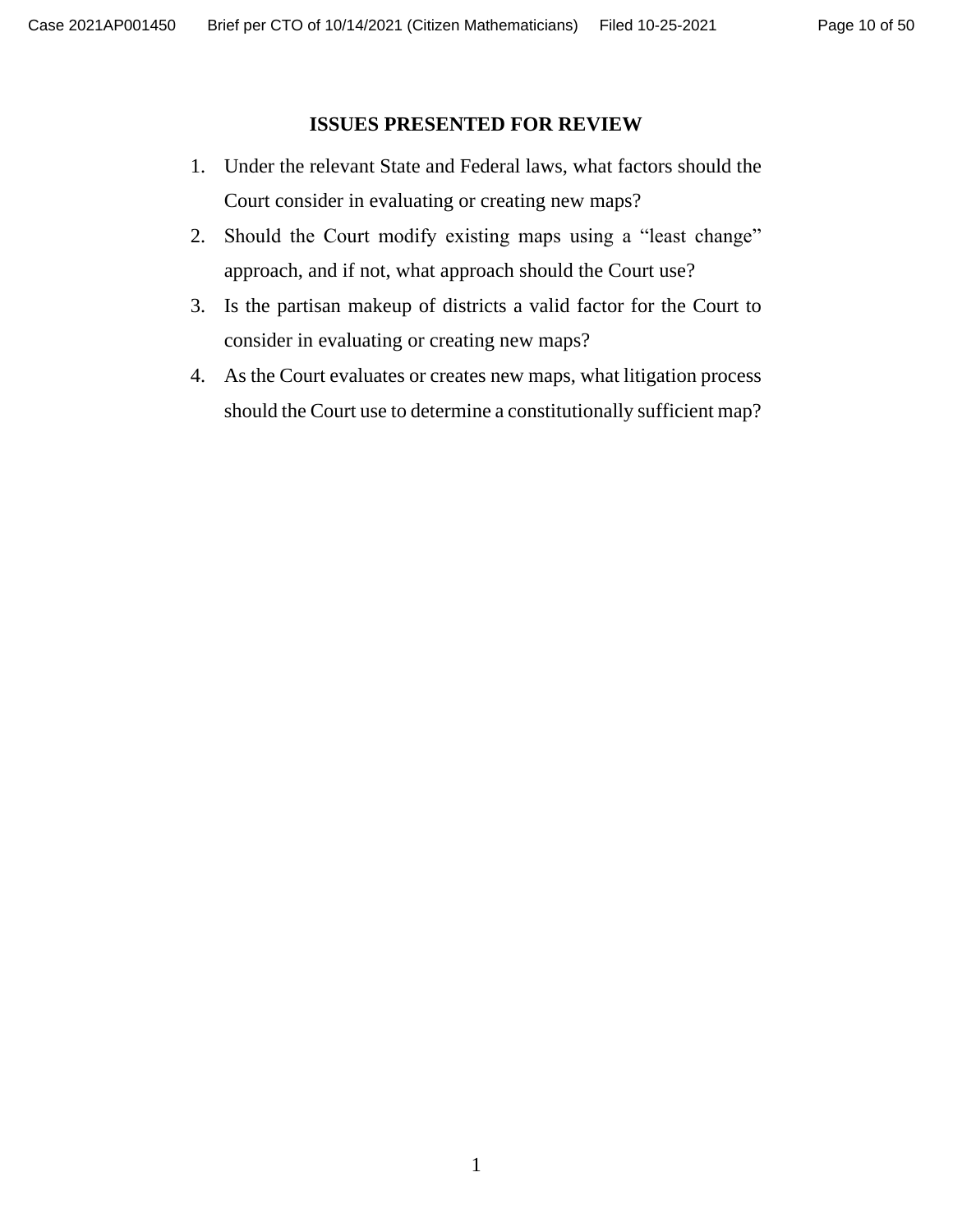## ISSUES PRESENTED FOR REVIEW

1. Under the relevant State and Federal laws, what factors should the Court consider in evaluating or creating new maps?
2. Should the Court modify existing maps using a "least change" approach, and if not, what approach should the Court use?
3. Is the partisan makeup of districts a valid factor for the Court to consider in evaluating or creating new maps?
4. As the Court evaluates or creates new maps, what litigation process should the Court use to determine a constitutionally sufficient map?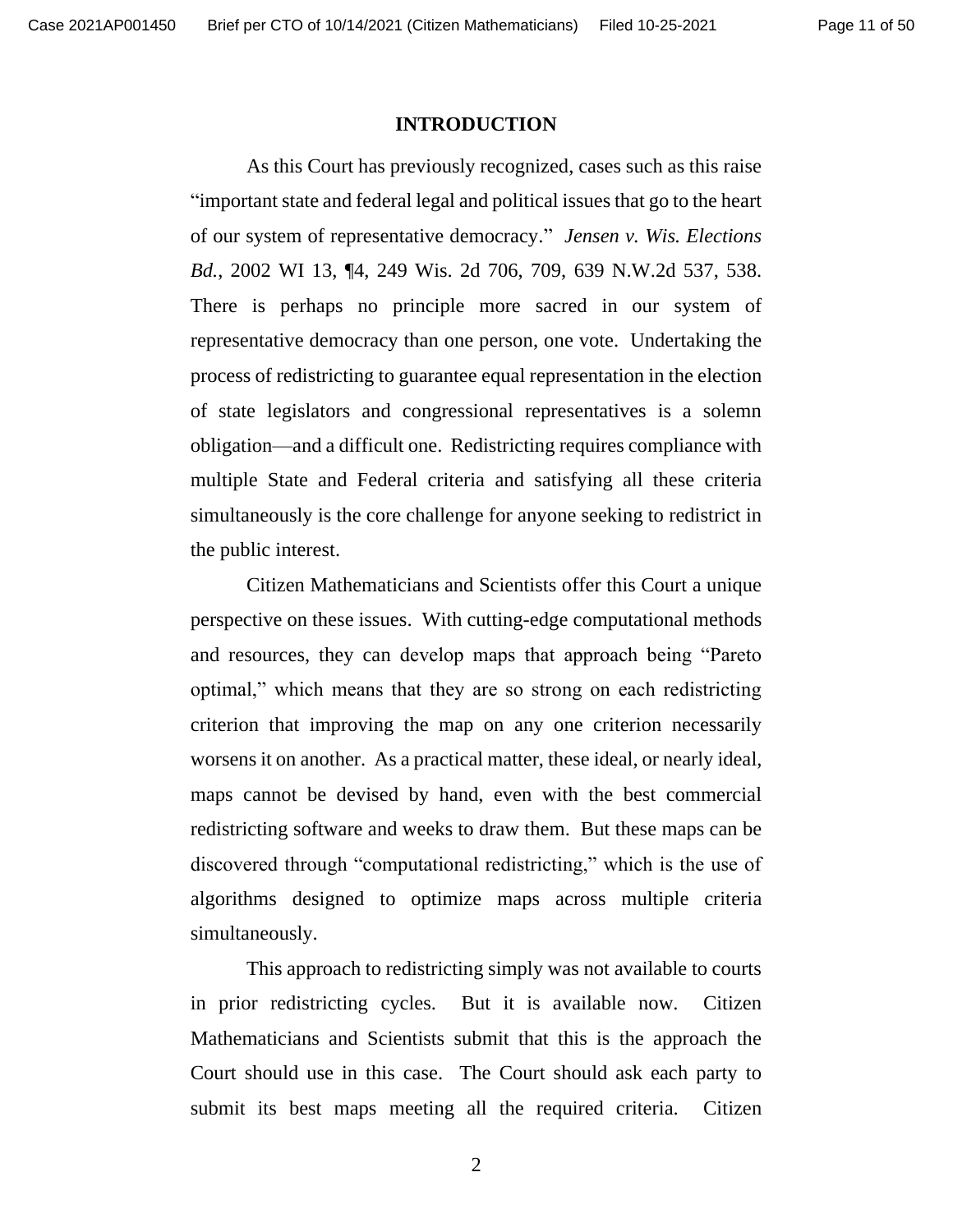## INTRODUCTION

As this Court has previously recognized, cases such as this raise "important state and federal legal and political issues that go to the heart of our system of representative democracy." *Jensen v. Wis. Elections Bd.*, 2002 WI 13, ¶4, 249 Wis. 2d 706, 709, 639 N.W.2d 537, 538. There is perhaps no principle more sacred in our system of representative democracy than one person, one vote. Undertaking the process of redistricting to guarantee equal representation in the election of state legislators and congressional representatives is a solemn obligation—and a difficult one. Redistricting requires compliance with multiple State and Federal criteria and satisfying all these criteria simultaneously is the core challenge for anyone seeking to redistrict in the public interest.

Citizen Mathematicians and Scientists offer this Court a unique perspective on these issues. With cutting-edge computational methods and resources, they can develop maps that approach being "Pareto optimal," which means that they are so strong on each redistricting criterion that improving the map on any one criterion necessarily worsens it on another. As a practical matter, these ideal, or nearly ideal, maps cannot be devised by hand, even with the best commercial redistricting software and weeks to draw them. But these maps can be discovered through "computational redistricting," which is the use of algorithms designed to optimize maps across multiple criteria simultaneously.

This approach to redistricting simply was not available to courts in prior redistricting cycles. But it is available now. Citizen Mathematicians and Scientists submit that this is the approach the Court should use in this case. The Court should ask each party to submit its best maps meeting all the required criteria. Citizen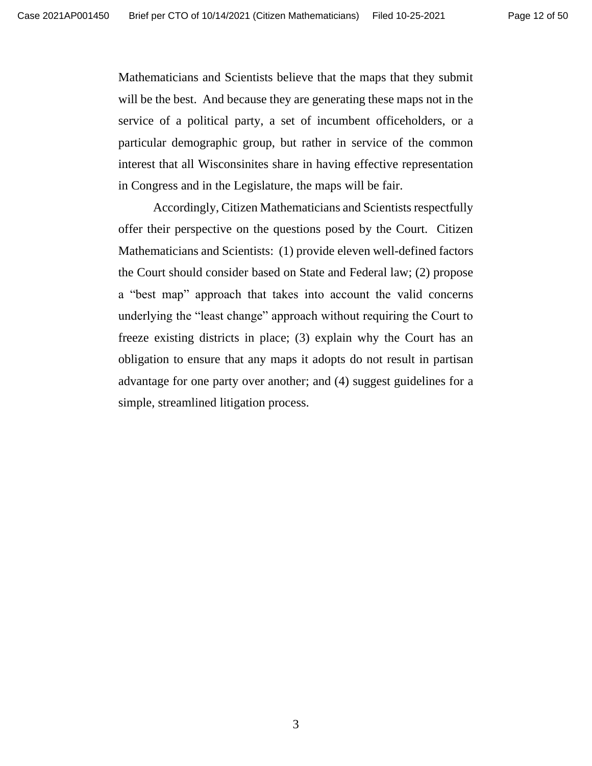Mathematicians and Scientists believe that the maps that they submit will be the best. And because they are generating these maps not in the service of a political party, a set of incumbent officeholders, or a particular demographic group, but rather in service of the common interest that all Wisconsinites share in having effective representation in Congress and in the Legislature, the maps will be fair.

Accordingly, Citizen Mathematicians and Scientists respectfully offer their perspective on the questions posed by the Court. Citizen Mathematicians and Scientists: (1) provide eleven well-defined factors the Court should consider based on State and Federal law; (2) propose a "best map" approach that takes into account the valid concerns underlying the "least change" approach without requiring the Court to freeze existing districts in place; (3) explain why the Court has an obligation to ensure that any maps it adopts do not result in partisan advantage for one party over another; and (4) suggest guidelines for a simple, streamlined litigation process.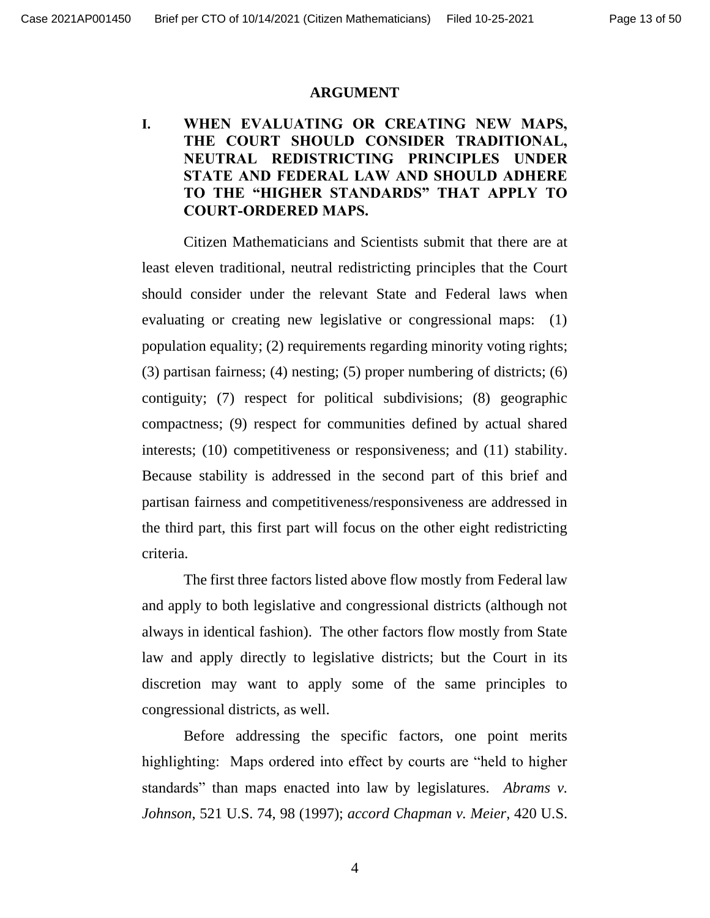## ARGUMENT

### I. WHEN EVALUATING OR CREATING NEW MAPS, THE COURT SHOULD CONSIDER TRADITIONAL, NEUTRAL REDISTRICTING PRINCIPLES UNDER STATE AND FEDERAL LAW AND SHOULD ADHERE TO THE "HIGHER STANDARDS" THAT APPLY TO COURT-ORDERED MAPS.

Citizen Mathematicians and Scientists submit that there are at least eleven traditional, neutral redistricting principles that the Court should consider under the relevant State and Federal laws when evaluating or creating new legislative or congressional maps: (1) population equality; (2) requirements regarding minority voting rights; (3) partisan fairness; (4) nesting; (5) proper numbering of districts; (6) contiguity; (7) respect for political subdivisions; (8) geographic compactness; (9) respect for communities defined by actual shared interests; (10) competitiveness or responsiveness; and (11) stability. Because stability is addressed in the second part of this brief and partisan fairness and competitiveness/responsiveness are addressed in the third part, this first part will focus on the other eight redistricting criteria.

The first three factors listed above flow mostly from Federal law and apply to both legislative and congressional districts (although not always in identical fashion). The other factors flow mostly from State law and apply directly to legislative districts; but the Court in its discretion may want to apply some of the same principles to congressional districts, as well.

Before addressing the specific factors, one point merits highlighting: Maps ordered into effect by courts are "held to higher standards" than maps enacted into law by legislatures. *Abrams v. Johnson*, 521 U.S. 74, 98 (1997); *accord Chapman v. Meier*, 420 U.S.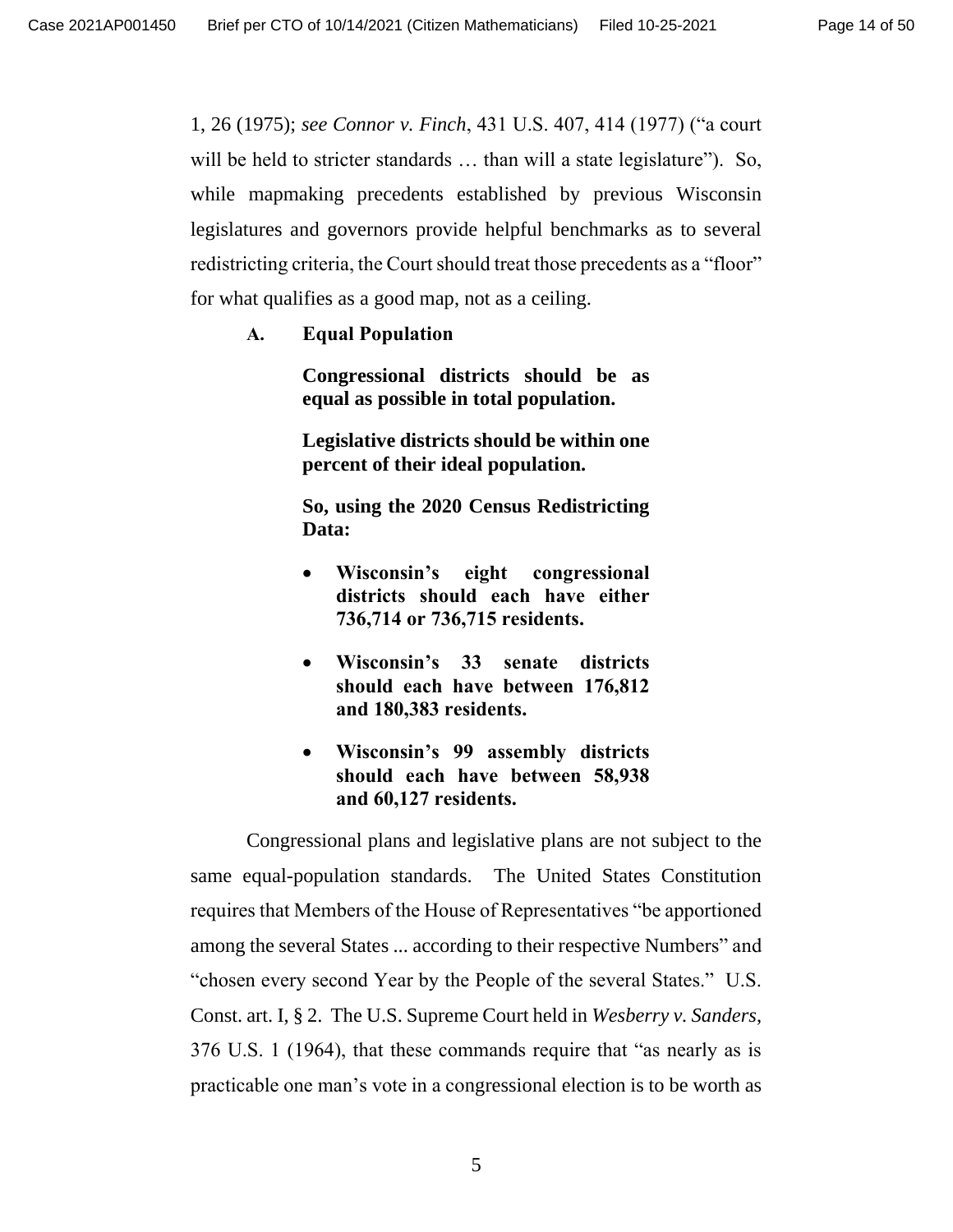1, 26 (1975); *see Connor v. Finch*, 431 U.S. 407, 414 (1977) ("a court will be held to stricter standards … than will a state legislature"). So, while mapmaking precedents established by previous Wisconsin legislatures and governors provide helpful benchmarks as to several redistricting criteria, the Court should treat those precedents as a "floor" for what qualifies as a good map, not as a ceiling.

### A. Equal Population

**Congressional districts should be as equal as possible in total population.**

**Legislative districts should be within one percent of their ideal population.**

**So, using the 2020 Census Redistricting Data:**

- **Wisconsin's eight congressional districts should each have either 736,714 or 736,715 residents.**
- **Wisconsin's 33 senate districts should each have between 176,812 and 180,383 residents.**
- **Wisconsin's 99 assembly districts should each have between 58,938 and 60,127 residents.**

Congressional plans and legislative plans are not subject to the same equal-population standards. The United States Constitution requires that Members of the House of Representatives "be apportioned among the several States ... according to their respective Numbers" and "chosen every second Year by the People of the several States." U.S. Const. art. I, § 2. The U.S. Supreme Court held in *Wesberry v. Sanders*, 376 U.S. 1 (1964), that these commands require that "as nearly as is practicable one man's vote in a congressional election is to be worth as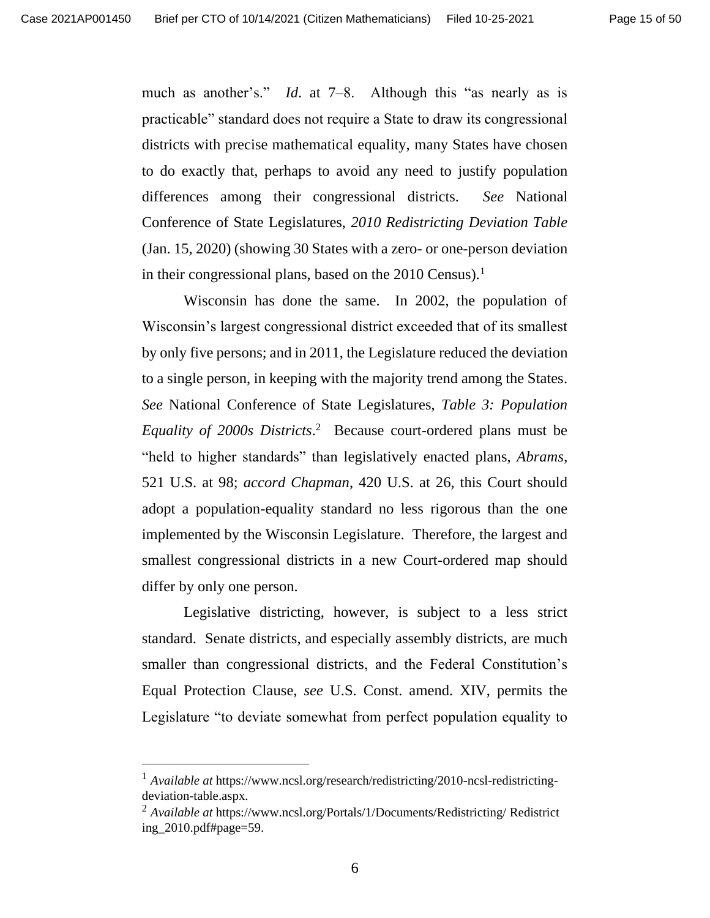much as another's." *Id*. at 7–8. Although this "as nearly as is practicable" standard does not require a State to draw its congressional districts with precise mathematical equality, many States have chosen to do exactly that, perhaps to avoid any need to justify population differences among their congressional districts. *See* National Conference of State Legislatures, *2010 Redistricting Deviation Table* (Jan. 15, 2020) (showing 30 States with a zero- or one-person deviation in their congressional plans, based on the 2010 Census).[1]

Wisconsin has done the same. In 2002, the population of Wisconsin's largest congressional district exceeded that of its smallest by only five persons; and in 2011, the Legislature reduced the deviation to a single person, in keeping with the majority trend among the States. *See* National Conference of State Legislatures, *Table 3: Population Equality of 2000s Districts*.[2] Because court-ordered plans must be "held to higher standards" than legislatively enacted plans, *Abrams*, 521 U.S. at 98; *accord Chapman*, 420 U.S. at 26, this Court should adopt a population-equality standard no less rigorous than the one implemented by the Wisconsin Legislature. Therefore, the largest and smallest congressional districts in a new Court-ordered map should differ by only one person.

Legislative districting, however, is subject to a less strict standard. Senate districts, and especially assembly districts, are much smaller than congressional districts, and the Federal Constitution's Equal Protection Clause, *see* U.S. Const. amend. XIV, permits the Legislature "to deviate somewhat from perfect population equality to

---

[1] *Available at* https://www.ncsl.org/research/redistricting/2010-ncsl-redistricting-deviation-table.aspx.

[2] *Available at* https://www.ncsl.org/Portals/1/Documents/Redistricting/ Redistricting_2010.pdf#page=59.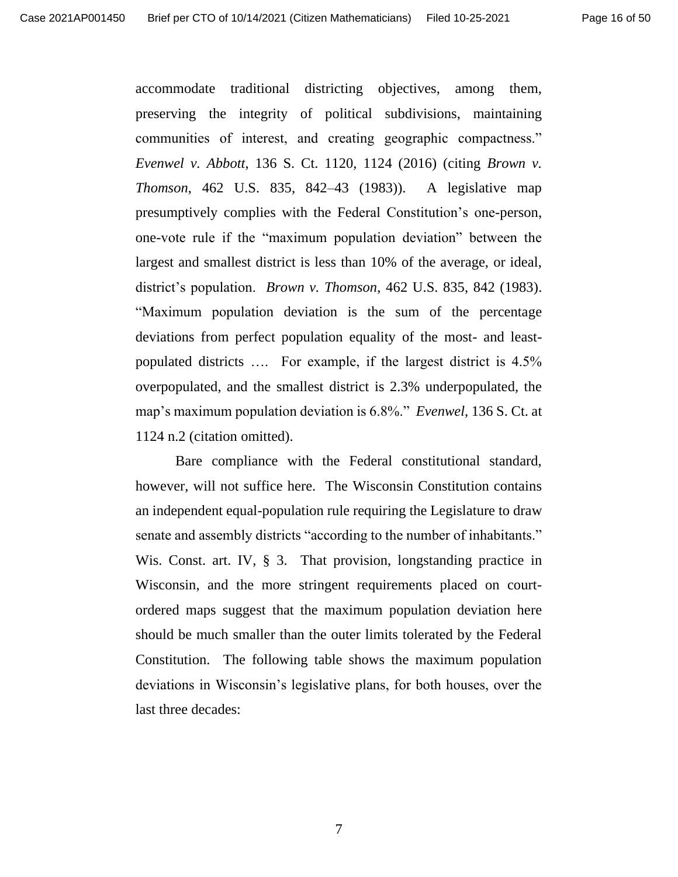accommodate traditional districting objectives, among them, preserving the integrity of political subdivisions, maintaining communities of interest, and creating geographic compactness." *Evenwel v. Abbott*, 136 S. Ct. 1120, 1124 (2016) (citing *Brown v. Thomson*, 462 U.S. 835, 842–43 (1983)). A legislative map presumptively complies with the Federal Constitution's one-person, one-vote rule if the "maximum population deviation" between the largest and smallest district is less than 10% of the average, or ideal, district's population. *Brown v. Thomson*, 462 U.S. 835, 842 (1983). "Maximum population deviation is the sum of the percentage deviations from perfect population equality of the most- and least-populated districts …. For example, if the largest district is 4.5% overpopulated, and the smallest district is 2.3% underpopulated, the map's maximum population deviation is 6.8%." *Evenwel*, 136 S. Ct. at 1124 n.2 (citation omitted).

Bare compliance with the Federal constitutional standard, however, will not suffice here. The Wisconsin Constitution contains an independent equal-population rule requiring the Legislature to draw senate and assembly districts "according to the number of inhabitants." Wis. Const. art. IV, § 3. That provision, longstanding practice in Wisconsin, and the more stringent requirements placed on court-ordered maps suggest that the maximum population deviation here should be much smaller than the outer limits tolerated by the Federal Constitution. The following table shows the maximum population deviations in Wisconsin's legislative plans, for both houses, over the last three decades: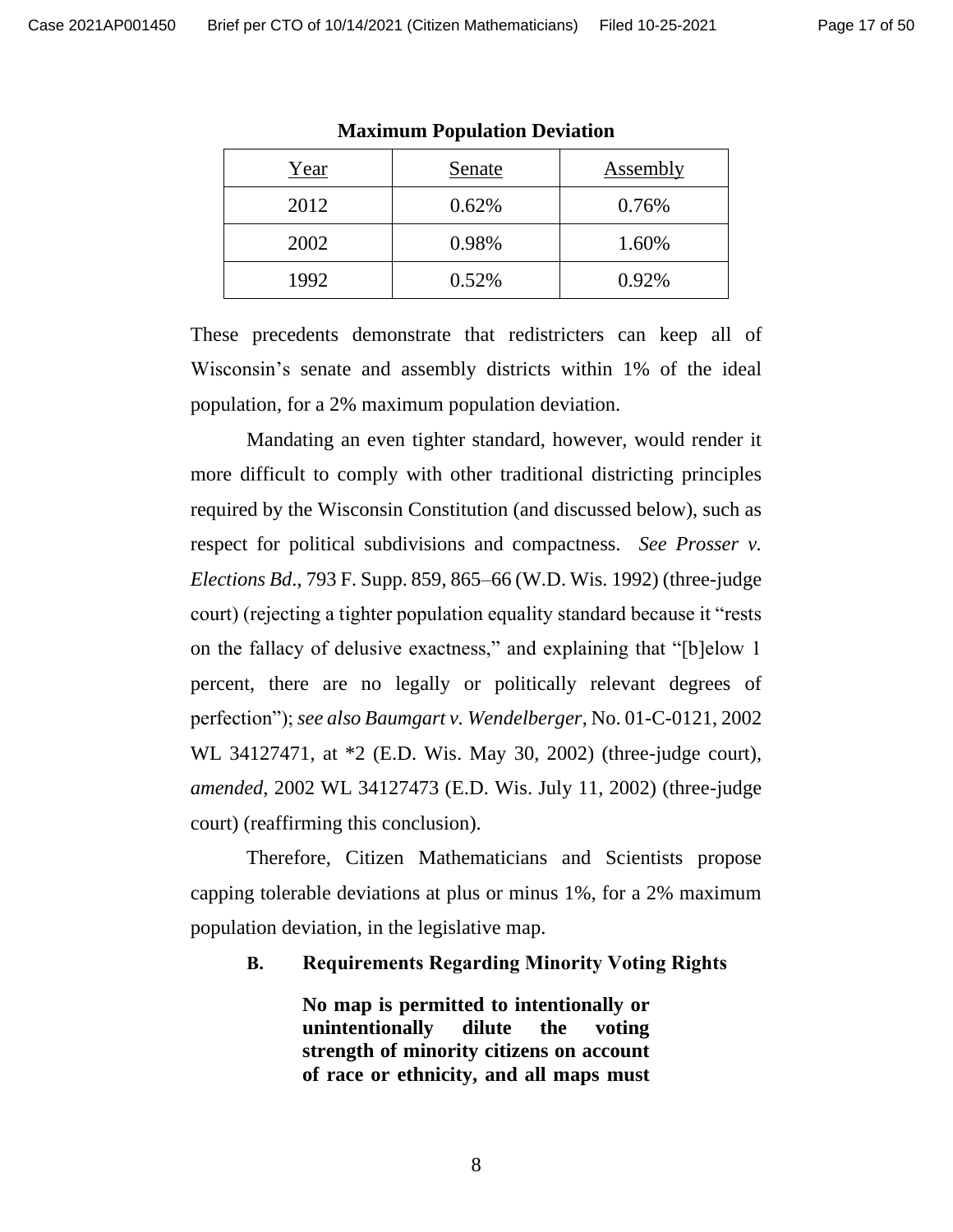**Maximum Population Deviation**

| Year | Senate | Assembly |
|---|---|---|
| 2012 | 0.62% | 0.76% |
| 2002 | 0.98% | 1.60% |
| 1992 | 0.52% | 0.92% |

These precedents demonstrate that redistricters can keep all of Wisconsin's senate and assembly districts within 1% of the ideal population, for a 2% maximum population deviation.

Mandating an even tighter standard, however, would render it more difficult to comply with other traditional districting principles required by the Wisconsin Constitution (and discussed below), such as respect for political subdivisions and compactness. *See Prosser v. Elections Bd.*, 793 F. Supp. 859, 865–66 (W.D. Wis. 1992) (three-judge court) (rejecting a tighter population equality standard because it "rests on the fallacy of delusive exactness," and explaining that "[b]elow 1 percent, there are no legally or politically relevant degrees of perfection"); *see also Baumgart v. Wendelberger*, No. 01-C-0121, 2002 WL 34127471, at *2 (E.D. Wis. May 30, 2002) (three-judge court), *amended*, 2002 WL 34127473 (E.D. Wis. July 11, 2002) (three-judge court) (reaffirming this conclusion).

Therefore, Citizen Mathematicians and Scientists propose capping tolerable deviations at plus or minus 1%, for a 2% maximum population deviation, in the legislative map.

### B. Requirements Regarding Minority Voting Rights

**No map is permitted to intentionally or unintentionally dilute the voting strength of minority citizens on account of race or ethnicity, and all maps must**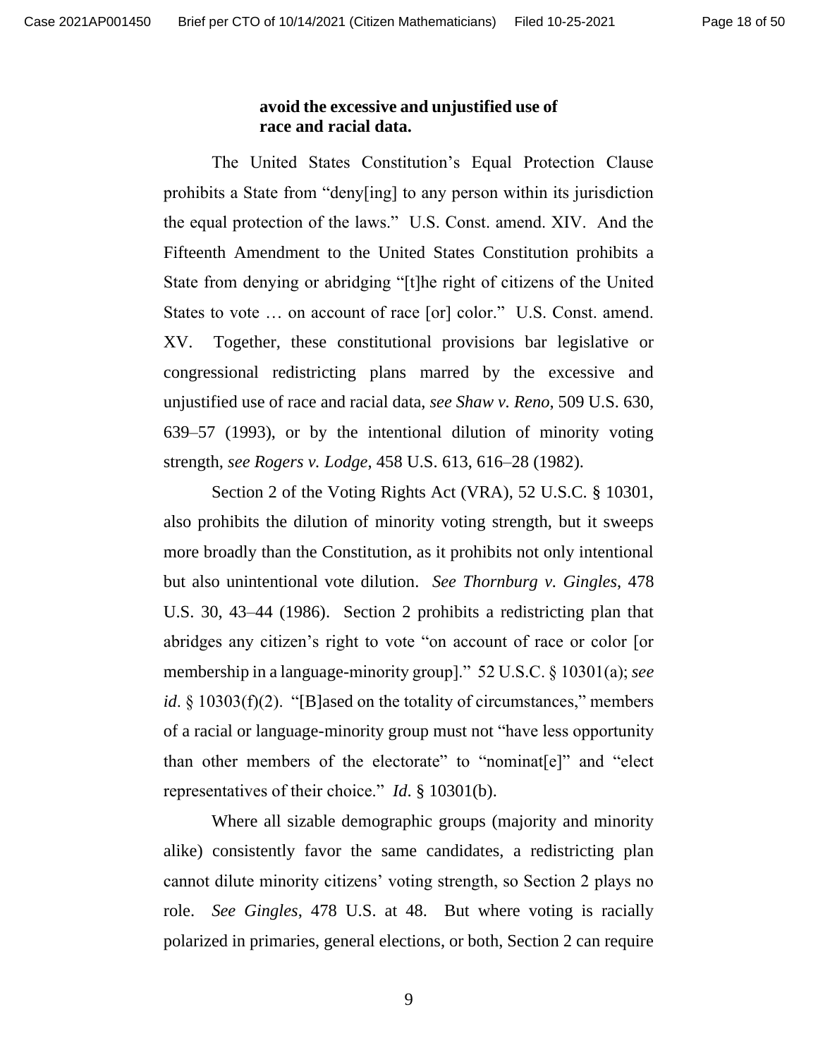**avoid the excessive and unjustified use of race and racial data.**

The United States Constitution's Equal Protection Clause prohibits a State from "deny[ing] to any person within its jurisdiction the equal protection of the laws." U.S. Const. amend. XIV. And the Fifteenth Amendment to the United States Constitution prohibits a State from denying or abridging "[t]he right of citizens of the United States to vote … on account of race [or] color." U.S. Const. amend. XV. Together, these constitutional provisions bar legislative or congressional redistricting plans marred by the excessive and unjustified use of race and racial data, *see Shaw v. Reno*, 509 U.S. 630, 639–57 (1993), or by the intentional dilution of minority voting strength, *see Rogers v. Lodge*, 458 U.S. 613, 616–28 (1982).

Section 2 of the Voting Rights Act (VRA), 52 U.S.C. § 10301, also prohibits the dilution of minority voting strength, but it sweeps more broadly than the Constitution, as it prohibits not only intentional but also unintentional vote dilution. *See Thornburg v. Gingles*, 478 U.S. 30, 43–44 (1986). Section 2 prohibits a redistricting plan that abridges any citizen's right to vote "on account of race or color [or membership in a language-minority group]." 52 U.S.C. § 10301(a); *see id*. § 10303(f)(2). "[B]ased on the totality of circumstances," members of a racial or language-minority group must not "have less opportunity than other members of the electorate" to "nominat[e]" and "elect representatives of their choice." *Id*. § 10301(b).

Where all sizable demographic groups (majority and minority alike) consistently favor the same candidates, a redistricting plan cannot dilute minority citizens' voting strength, so Section 2 plays no role. *See Gingles*, 478 U.S. at 48. But where voting is racially polarized in primaries, general elections, or both, Section 2 can require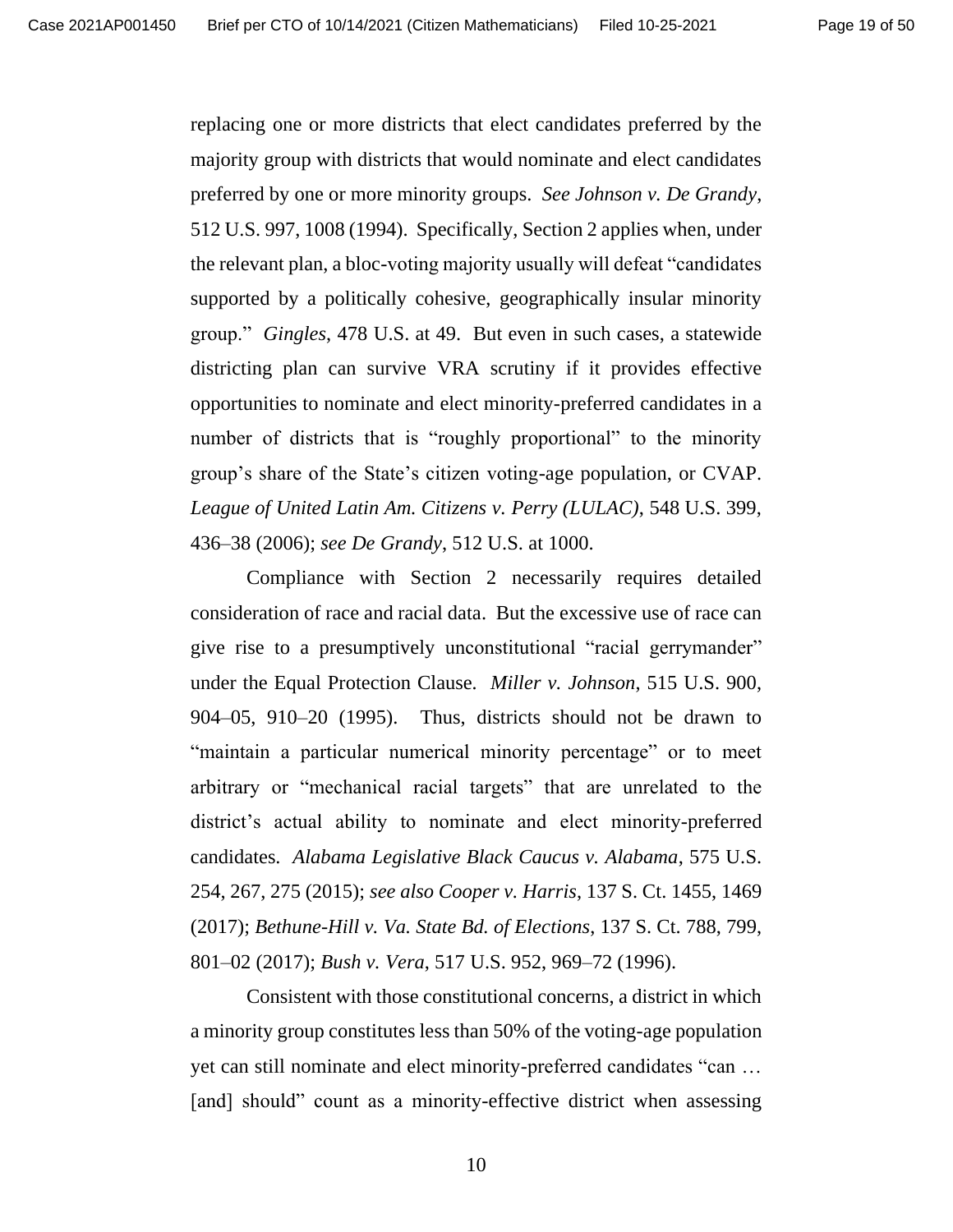replacing one or more districts that elect candidates preferred by the majority group with districts that would nominate and elect candidates preferred by one or more minority groups. *See Johnson v. De Grandy*, 512 U.S. 997, 1008 (1994). Specifically, Section 2 applies when, under the relevant plan, a bloc-voting majority usually will defeat "candidates supported by a politically cohesive, geographically insular minority group." *Gingles*, 478 U.S. at 49. But even in such cases, a statewide districting plan can survive VRA scrutiny if it provides effective opportunities to nominate and elect minority-preferred candidates in a number of districts that is "roughly proportional" to the minority group's share of the State's citizen voting-age population, or CVAP. *League of United Latin Am. Citizens v. Perry (LULAC)*, 548 U.S. 399, 436–38 (2006); *see De Grandy*, 512 U.S. at 1000.

Compliance with Section 2 necessarily requires detailed consideration of race and racial data. But the excessive use of race can give rise to a presumptively unconstitutional "racial gerrymander" under the Equal Protection Clause. *Miller v. Johnson*, 515 U.S. 900, 904–05, 910–20 (1995). Thus, districts should not be drawn to "maintain a particular numerical minority percentage" or to meet arbitrary or "mechanical racial targets" that are unrelated to the district's actual ability to nominate and elect minority-preferred candidates. *Alabama Legislative Black Caucus v. Alabama*, 575 U.S. 254, 267, 275 (2015); *see also Cooper v. Harris*, 137 S. Ct. 1455, 1469 (2017); *Bethune-Hill v. Va. State Bd. of Elections*, 137 S. Ct. 788, 799, 801–02 (2017); *Bush v. Vera*, 517 U.S. 952, 969–72 (1996).

Consistent with those constitutional concerns, a district in which a minority group constitutes less than 50% of the voting-age population yet can still nominate and elect minority-preferred candidates "can … [and] should" count as a minority-effective district when assessing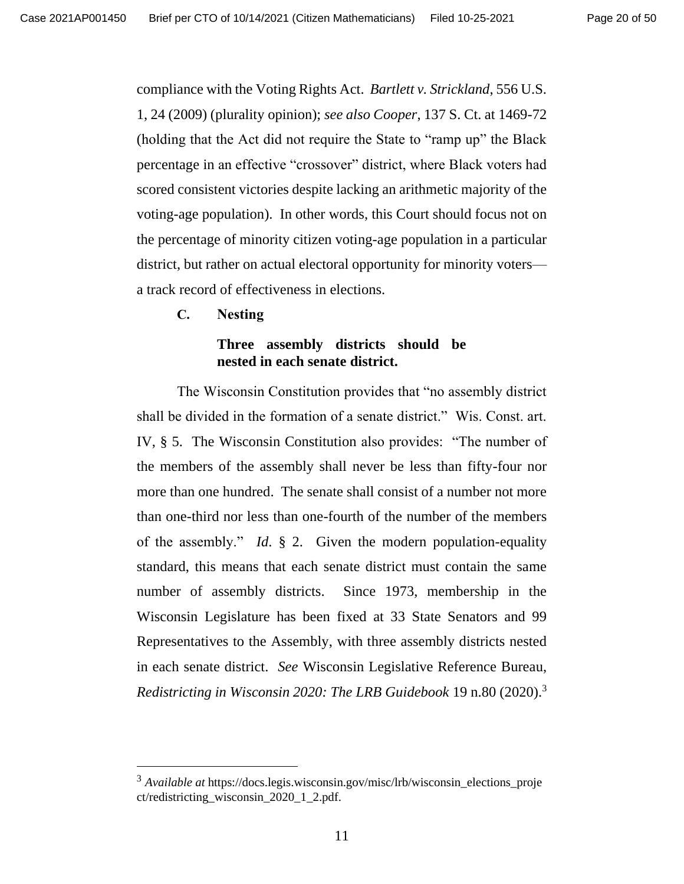compliance with the Voting Rights Act. *Bartlett v. Strickland*, 556 U.S. 1, 24 (2009) (plurality opinion); *see also Cooper*, 137 S. Ct. at 1469-72 (holding that the Act did not require the State to "ramp up" the Black percentage in an effective "crossover" district, where Black voters had scored consistent victories despite lacking an arithmetic majority of the voting-age population). In other words, this Court should focus not on the percentage of minority citizen voting-age population in a particular district, but rather on actual electoral opportunity for minority voters—a track record of effectiveness in elections.

### C. Nesting

#### Three assembly districts should be nested in each senate district.

The Wisconsin Constitution provides that "no assembly district shall be divided in the formation of a senate district." Wis. Const. art. IV, § 5. The Wisconsin Constitution also provides: "The number of the members of the assembly shall never be less than fifty-four nor more than one hundred. The senate shall consist of a number not more than one-third nor less than one-fourth of the number of the members of the assembly." *Id*. § 2. Given the modern population-equality standard, this means that each senate district must contain the same number of assembly districts. Since 1973, membership in the Wisconsin Legislature has been fixed at 33 State Senators and 99 Representatives to the Assembly, with three assembly districts nested in each senate district. *See* Wisconsin Legislative Reference Bureau, *Redistricting in Wisconsin 2020: The LRB Guidebook* 19 n.80 (2020).[3]

---

[3] *Available at* https://docs.legis.wisconsin.gov/misc/lrb/wisconsin_elections_project/redistricting_wisconsin_2020_1_2.pdf.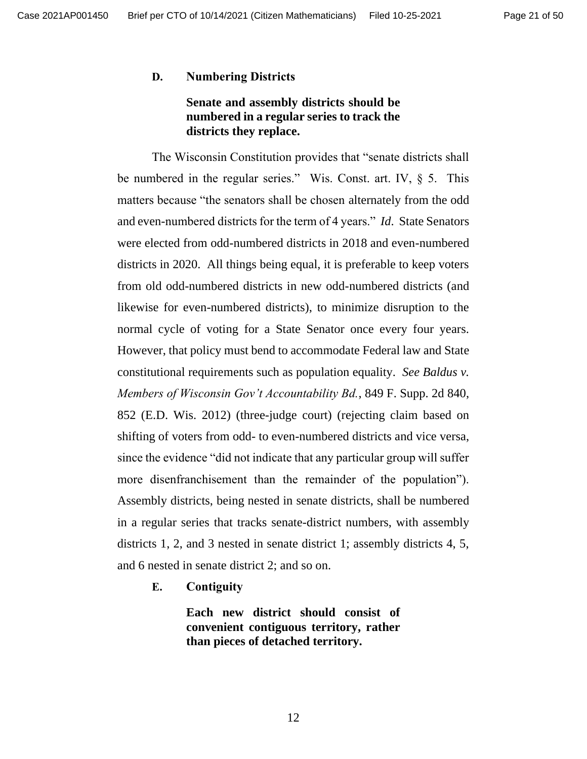### D. Numbering Districts

**Senate and assembly districts should be numbered in a regular series to track the districts they replace.**

The Wisconsin Constitution provides that "senate districts shall be numbered in the regular series." Wis. Const. art. IV, § 5. This matters because "the senators shall be chosen alternately from the odd and even-numbered districts for the term of 4 years." *Id*. State Senators were elected from odd-numbered districts in 2018 and even-numbered districts in 2020. All things being equal, it is preferable to keep voters from old odd-numbered districts in new odd-numbered districts (and likewise for even-numbered districts), to minimize disruption to the normal cycle of voting for a State Senator once every four years. However, that policy must bend to accommodate Federal law and State constitutional requirements such as population equality. *See Baldus v. Members of Wisconsin Gov't Accountability Bd.*, 849 F. Supp. 2d 840, 852 (E.D. Wis. 2012) (three-judge court) (rejecting claim based on shifting of voters from odd- to even-numbered districts and vice versa, since the evidence "did not indicate that any particular group will suffer more disenfranchisement than the remainder of the population"). Assembly districts, being nested in senate districts, shall be numbered in a regular series that tracks senate-district numbers, with assembly districts 1, 2, and 3 nested in senate district 1; assembly districts 4, 5, and 6 nested in senate district 2; and so on.

### E. Contiguity

**Each new district should consist of convenient contiguous territory, rather than pieces of detached territory.**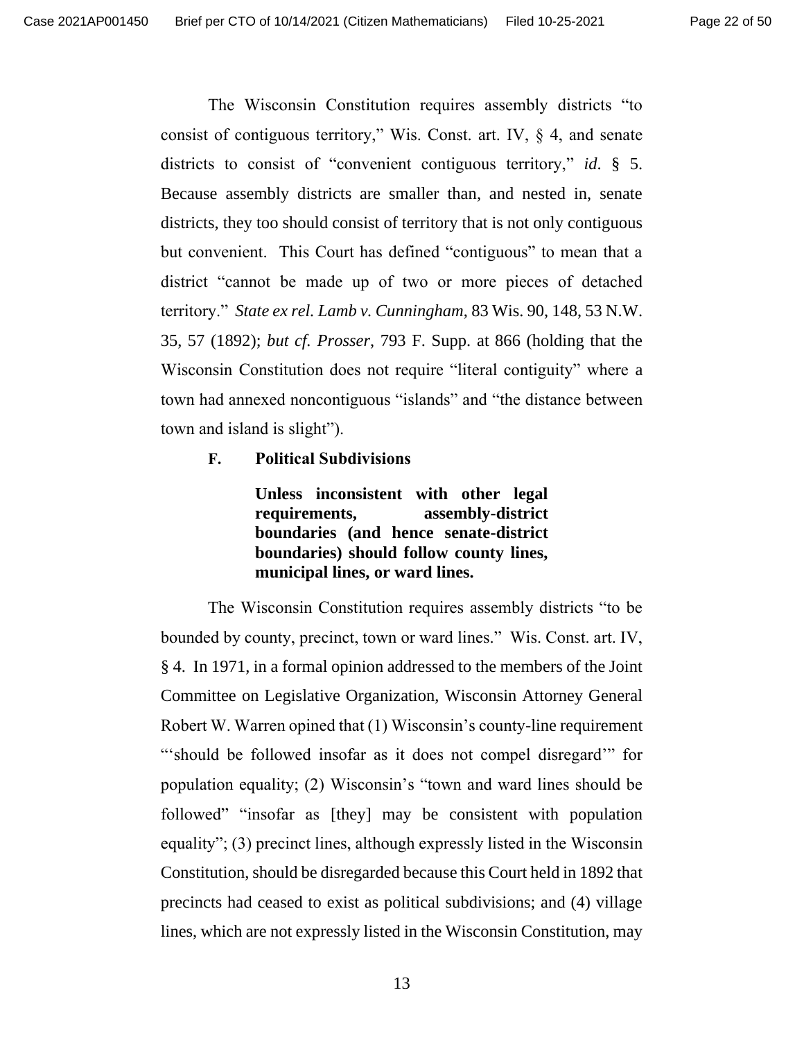The Wisconsin Constitution requires assembly districts "to consist of contiguous territory," Wis. Const. art. IV, § 4, and senate districts to consist of "convenient contiguous territory," *id*. § 5. Because assembly districts are smaller than, and nested in, senate districts, they too should consist of territory that is not only contiguous but convenient. This Court has defined "contiguous" to mean that a district "cannot be made up of two or more pieces of detached territory." *State ex rel. Lamb v. Cunningham*, 83 Wis. 90, 148, 53 N.W. 35, 57 (1892); *but cf. Prosser*, 793 F. Supp. at 866 (holding that the Wisconsin Constitution does not require "literal contiguity" where a town had annexed noncontiguous "islands" and "the distance between town and island is slight").

### F. Political Subdivisions

> **Unless inconsistent with other legal requirements, assembly-district boundaries (and hence senate-district boundaries) should follow county lines, municipal lines, or ward lines.**

The Wisconsin Constitution requires assembly districts "to be bounded by county, precinct, town or ward lines." Wis. Const. art. IV, § 4. In 1971, in a formal opinion addressed to the members of the Joint Committee on Legislative Organization, Wisconsin Attorney General Robert W. Warren opined that (1) Wisconsin's county-line requirement "'should be followed insofar as it does not compel disregard'" for population equality; (2) Wisconsin's "town and ward lines should be followed" "insofar as [they] may be consistent with population equality"; (3) precinct lines, although expressly listed in the Wisconsin Constitution, should be disregarded because this Court held in 1892 that precincts had ceased to exist as political subdivisions; and (4) village lines, which are not expressly listed in the Wisconsin Constitution, may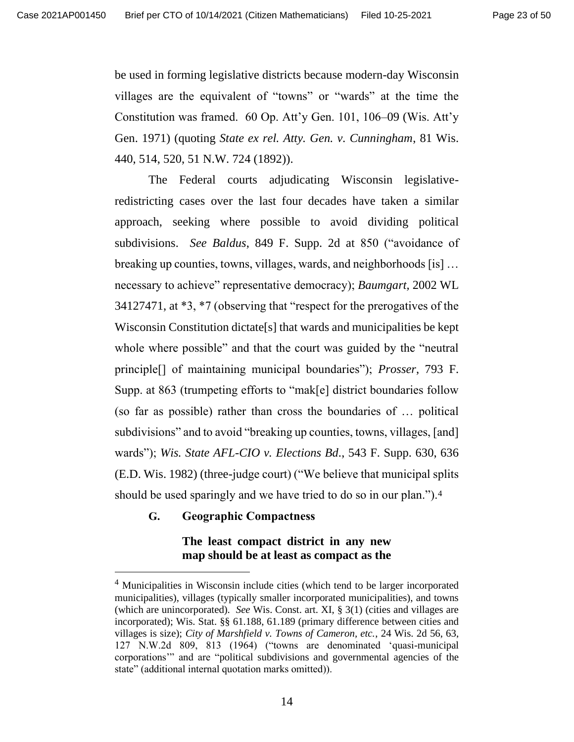be used in forming legislative districts because modern-day Wisconsin villages are the equivalent of "towns" or "wards" at the time the Constitution was framed. 60 Op. Att'y Gen. 101, 106–09 (Wis. Att'y Gen. 1971) (quoting *State ex rel. Atty. Gen. v. Cunningham*, 81 Wis. 440, 514, 520, 51 N.W. 724 (1892)).

The Federal courts adjudicating Wisconsin legislative-redistricting cases over the last four decades have taken a similar approach, seeking where possible to avoid dividing political subdivisions. *See Baldus*, 849 F. Supp. 2d at 850 ("avoidance of breaking up counties, towns, villages, wards, and neighborhoods [is] … necessary to achieve" representative democracy); *Baumgart*, 2002 WL 34127471, at *3, *7 (observing that "respect for the prerogatives of the Wisconsin Constitution dictate[s] that wards and municipalities be kept whole where possible" and that the court was guided by the "neutral principle[] of maintaining municipal boundaries"); *Prosser*, 793 F. Supp. at 863 (trumpeting efforts to "mak[e] district boundaries follow (so far as possible) rather than cross the boundaries of … political subdivisions" and to avoid "breaking up counties, towns, villages, [and] wards"); *Wis. State AFL-CIO v. Elections Bd.*, 543 F. Supp. 630, 636 (E.D. Wis. 1982) (three-judge court) ("We believe that municipal splits should be used sparingly and we have tried to do so in our plan.").[4]

### G. Geographic Compactness

**The least compact district in any new map should be at least as compact as the**

[4] Municipalities in Wisconsin include cities (which tend to be larger incorporated municipalities), villages (typically smaller incorporated municipalities), and towns (which are unincorporated). *See* Wis. Const. art. XI, § 3(1) (cities and villages are incorporated); Wis. Stat. §§ 61.188, 61.189 (primary difference between cities and villages is size); *City of Marshfield v. Towns of Cameron, etc.*, 24 Wis. 2d 56, 63, 127 N.W.2d 809, 813 (1964) ("towns are denominated 'quasi-municipal corporations'" and are "political subdivisions and governmental agencies of the state" (additional internal quotation marks omitted)).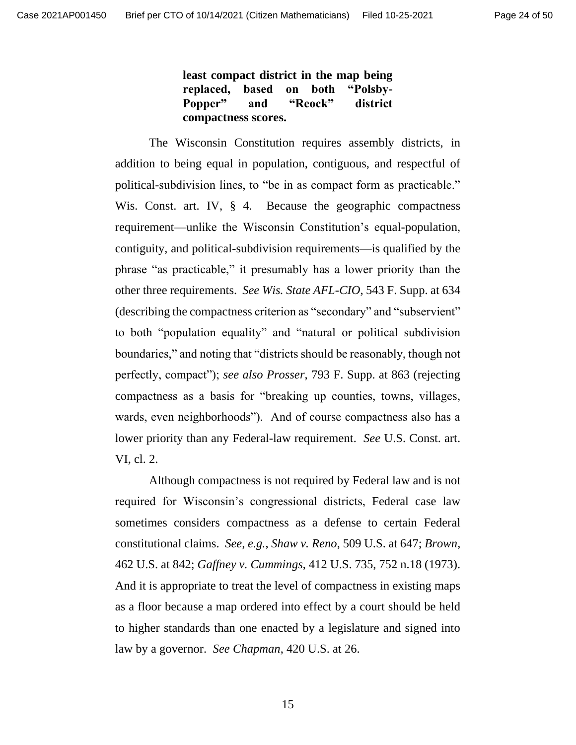**least compact district in the map being replaced, based on both "Polsby-Popper" and "Reock" district compactness scores.**

The Wisconsin Constitution requires assembly districts, in addition to being equal in population, contiguous, and respectful of political-subdivision lines, to "be in as compact form as practicable." Wis. Const. art. IV, § 4. Because the geographic compactness requirement—unlike the Wisconsin Constitution's equal-population, contiguity, and political-subdivision requirements—is qualified by the phrase "as practicable," it presumably has a lower priority than the other three requirements. *See Wis. State AFL-CIO*, 543 F. Supp. at 634 (describing the compactness criterion as "secondary" and "subservient" to both "population equality" and "natural or political subdivision boundaries," and noting that "districts should be reasonably, though not perfectly, compact"); *see also Prosser*, 793 F. Supp. at 863 (rejecting compactness as a basis for "breaking up counties, towns, villages, wards, even neighborhoods"). And of course compactness also has a lower priority than any Federal-law requirement. *See* U.S. Const. art. VI, cl. 2.

Although compactness is not required by Federal law and is not required for Wisconsin's congressional districts, Federal case law sometimes considers compactness as a defense to certain Federal constitutional claims. *See, e.g.*, *Shaw v. Reno*, 509 U.S. at 647; *Brown*, 462 U.S. at 842; *Gaffney v. Cummings*, 412 U.S. 735, 752 n.18 (1973). And it is appropriate to treat the level of compactness in existing maps as a floor because a map ordered into effect by a court should be held to higher standards than one enacted by a legislature and signed into law by a governor. *See Chapman*, 420 U.S. at 26.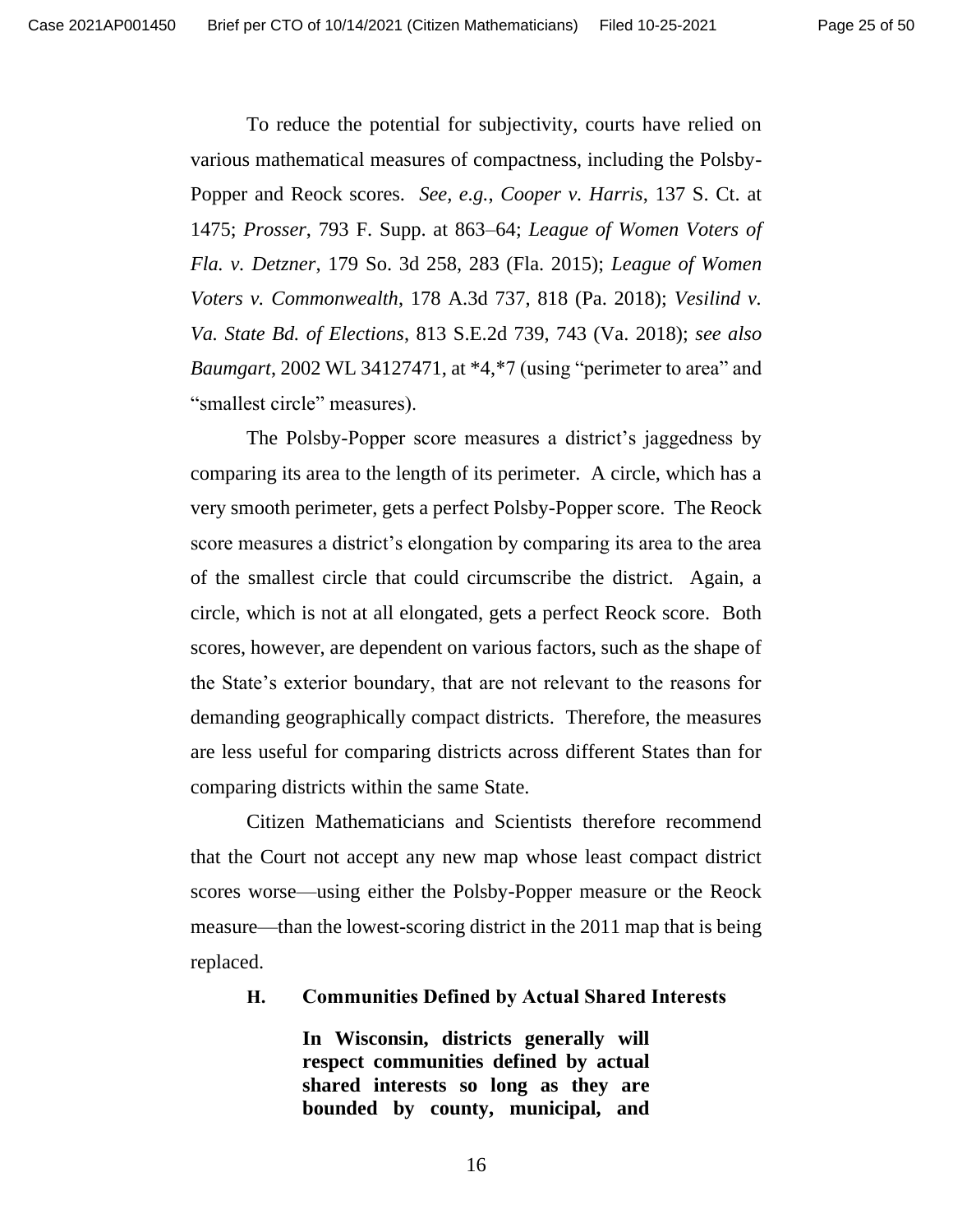To reduce the potential for subjectivity, courts have relied on various mathematical measures of compactness, including the Polsby-Popper and Reock scores. *See, e.g.*, *Cooper v. Harris*, 137 S. Ct. at 1475; *Prosser*, 793 F. Supp. at 863–64; *League of Women Voters of Fla. v. Detzner*, 179 So. 3d 258, 283 (Fla. 2015); *League of Women Voters v. Commonwealth*, 178 A.3d 737, 818 (Pa. 2018); *Vesilind v. Va. State Bd. of Elections*, 813 S.E.2d 739, 743 (Va. 2018); *see also Baumgart*, 2002 WL 34127471, at *4,*7 (using "perimeter to area" and "smallest circle" measures).

The Polsby-Popper score measures a district's jaggedness by comparing its area to the length of its perimeter. A circle, which has a very smooth perimeter, gets a perfect Polsby-Popper score. The Reock score measures a district's elongation by comparing its area to the area of the smallest circle that could circumscribe the district. Again, a circle, which is not at all elongated, gets a perfect Reock score. Both scores, however, are dependent on various factors, such as the shape of the State's exterior boundary, that are not relevant to the reasons for demanding geographically compact districts. Therefore, the measures are less useful for comparing districts across different States than for comparing districts within the same State.

Citizen Mathematicians and Scientists therefore recommend that the Court not accept any new map whose least compact district scores worse—using either the Polsby-Popper measure or the Reock measure—than the lowest-scoring district in the 2011 map that is being replaced.

### H. Communities Defined by Actual Shared Interests

**In Wisconsin, districts generally will respect communities defined by actual shared interests so long as they are bounded by county, municipal, and**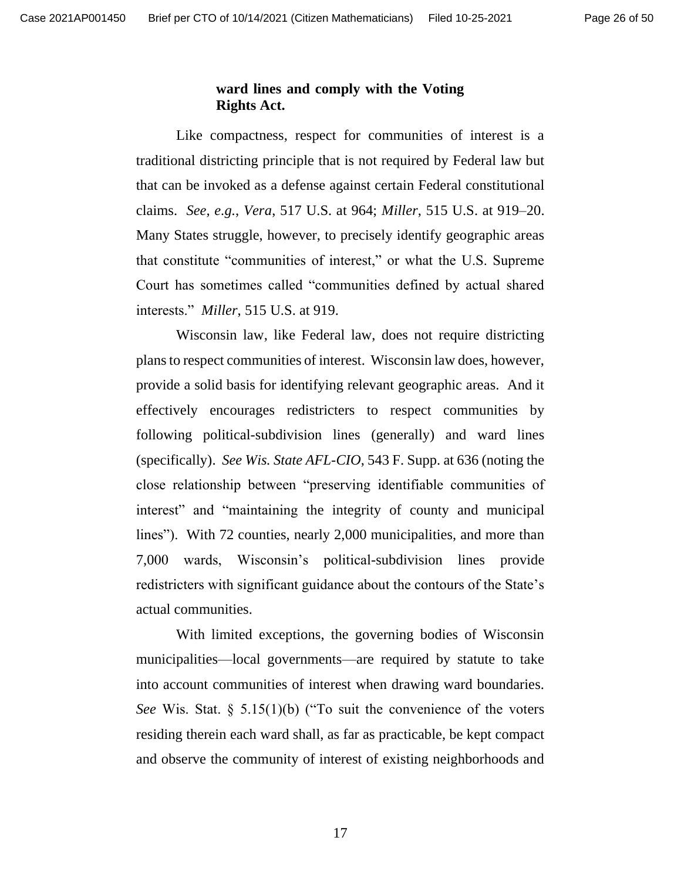**ward lines and comply with the Voting Rights Act.**

Like compactness, respect for communities of interest is a traditional districting principle that is not required by Federal law but that can be invoked as a defense against certain Federal constitutional claims. *See, e.g.*, *Vera*, 517 U.S. at 964; *Miller*, 515 U.S. at 919–20. Many States struggle, however, to precisely identify geographic areas that constitute "communities of interest," or what the U.S. Supreme Court has sometimes called "communities defined by actual shared interests." *Miller*, 515 U.S. at 919.

Wisconsin law, like Federal law, does not require districting plans to respect communities of interest. Wisconsin law does, however, provide a solid basis for identifying relevant geographic areas. And it effectively encourages redistricters to respect communities by following political-subdivision lines (generally) and ward lines (specifically). *See Wis. State AFL-CIO*, 543 F. Supp. at 636 (noting the close relationship between "preserving identifiable communities of interest" and "maintaining the integrity of county and municipal lines"). With 72 counties, nearly 2,000 municipalities, and more than 7,000 wards, Wisconsin's political-subdivision lines provide redistricters with significant guidance about the contours of the State's actual communities.

With limited exceptions, the governing bodies of Wisconsin municipalities—local governments—are required by statute to take into account communities of interest when drawing ward boundaries. *See* Wis. Stat. § 5.15(1)(b) ("To suit the convenience of the voters residing therein each ward shall, as far as practicable, be kept compact and observe the community of interest of existing neighborhoods and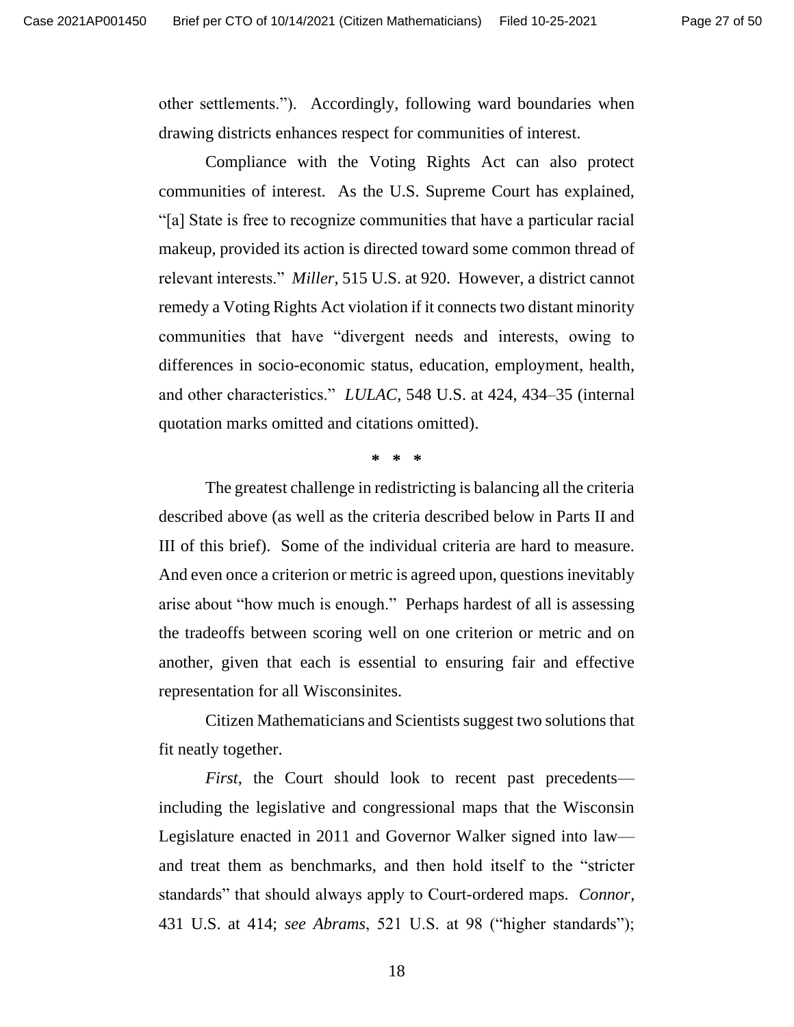other settlements."). Accordingly, following ward boundaries when drawing districts enhances respect for communities of interest.

Compliance with the Voting Rights Act can also protect communities of interest. As the U.S. Supreme Court has explained, "[a] State is free to recognize communities that have a particular racial makeup, provided its action is directed toward some common thread of relevant interests." *Miller*, 515 U.S. at 920. However, a district cannot remedy a Voting Rights Act violation if it connects two distant minority communities that have "divergent needs and interests, owing to differences in socio-economic status, education, employment, health, and other characteristics." *LULAC*, 548 U.S. at 424, 434–35 (internal quotation marks omitted and citations omitted).

\* \* \*

The greatest challenge in redistricting is balancing all the criteria described above (as well as the criteria described below in Parts II and III of this brief). Some of the individual criteria are hard to measure. And even once a criterion or metric is agreed upon, questions inevitably arise about "how much is enough." Perhaps hardest of all is assessing the tradeoffs between scoring well on one criterion or metric and on another, given that each is essential to ensuring fair and effective representation for all Wisconsinites.

Citizen Mathematicians and Scientists suggest two solutions that fit neatly together.

*First*, the Court should look to recent past precedents—including the legislative and congressional maps that the Wisconsin Legislature enacted in 2011 and Governor Walker signed into law—and treat them as benchmarks, and then hold itself to the "stricter standards" that should always apply to Court-ordered maps. *Connor*, 431 U.S. at 414; *see Abrams*, 521 U.S. at 98 ("higher standards");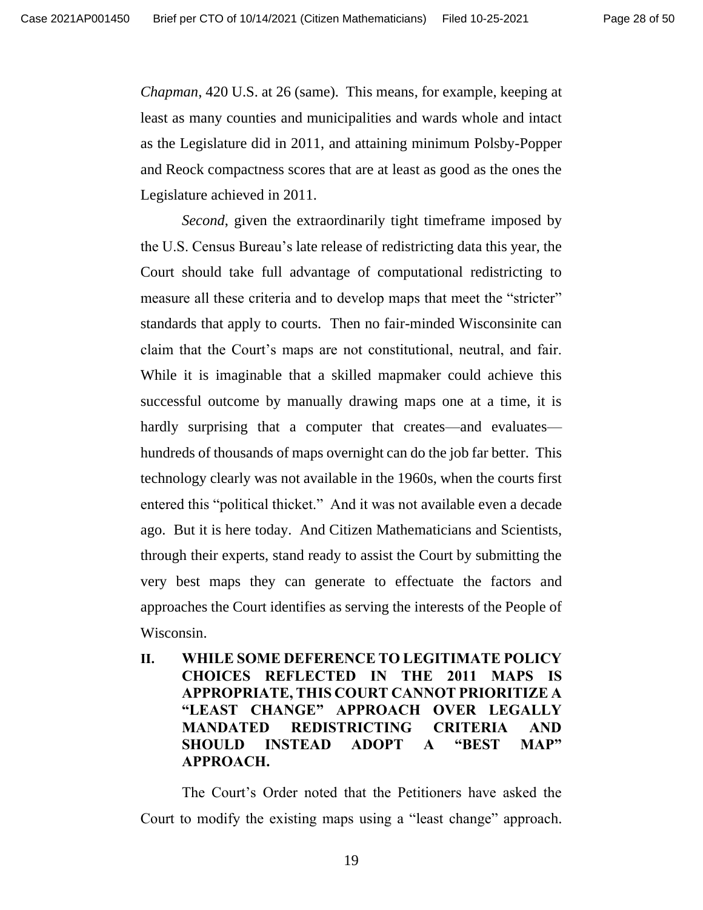*Chapman*, 420 U.S. at 26 (same). This means, for example, keeping at least as many counties and municipalities and wards whole and intact as the Legislature did in 2011, and attaining minimum Polsby-Popper and Reock compactness scores that are at least as good as the ones the Legislature achieved in 2011.

*Second*, given the extraordinarily tight timeframe imposed by the U.S. Census Bureau's late release of redistricting data this year, the Court should take full advantage of computational redistricting to measure all these criteria and to develop maps that meet the "stricter" standards that apply to courts. Then no fair-minded Wisconsinite can claim that the Court's maps are not constitutional, neutral, and fair. While it is imaginable that a skilled mapmaker could achieve this successful outcome by manually drawing maps one at a time, it is hardly surprising that a computer that creates—and evaluates—hundreds of thousands of maps overnight can do the job far better. This technology clearly was not available in the 1960s, when the courts first entered this "political thicket." And it was not available even a decade ago. But it is here today. And Citizen Mathematicians and Scientists, through their experts, stand ready to assist the Court by submitting the very best maps they can generate to effectuate the factors and approaches the Court identifies as serving the interests of the People of Wisconsin.

## II. WHILE SOME DEFERENCE TO LEGITIMATE POLICY CHOICES REFLECTED IN THE 2011 MAPS IS APPROPRIATE, THIS COURT CANNOT PRIORITIZE A "LEAST CHANGE" APPROACH OVER LEGALLY MANDATED REDISTRICTING CRITERIA AND SHOULD INSTEAD ADOPT A "BEST MAP" APPROACH.

The Court's Order noted that the Petitioners have asked the Court to modify the existing maps using a "least change" approach.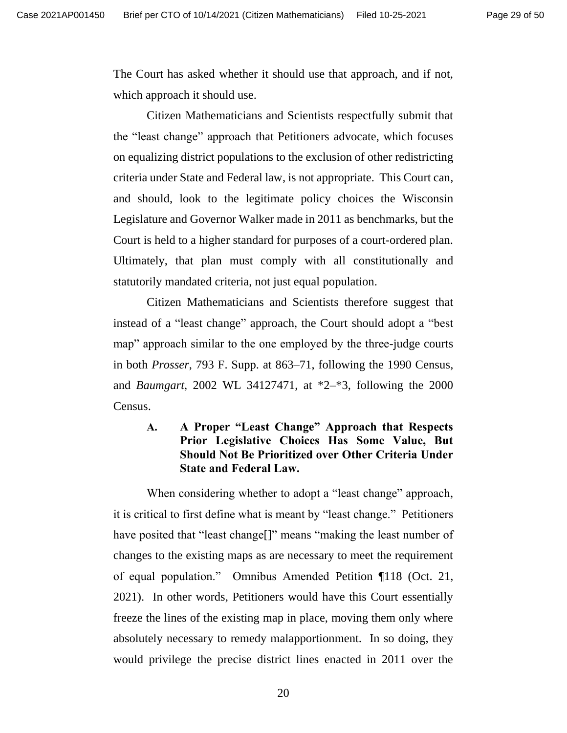The Court has asked whether it should use that approach, and if not, which approach it should use.

Citizen Mathematicians and Scientists respectfully submit that the "least change" approach that Petitioners advocate, which focuses on equalizing district populations to the exclusion of other redistricting criteria under State and Federal law, is not appropriate. This Court can, and should, look to the legitimate policy choices the Wisconsin Legislature and Governor Walker made in 2011 as benchmarks, but the Court is held to a higher standard for purposes of a court-ordered plan. Ultimately, that plan must comply with all constitutionally and statutorily mandated criteria, not just equal population.

Citizen Mathematicians and Scientists therefore suggest that instead of a "least change" approach, the Court should adopt a "best map" approach similar to the one employed by the three-judge courts in both *Prosser*, 793 F. Supp. at 863–71, following the 1990 Census, and *Baumgart*, 2002 WL 34127471, at *2–*3, following the 2000 Census.

### A. A Proper "Least Change" Approach that Respects Prior Legislative Choices Has Some Value, But Should Not Be Prioritized over Other Criteria Under State and Federal Law.

When considering whether to adopt a "least change" approach, it is critical to first define what is meant by "least change." Petitioners have posited that "least change[]" means "making the least number of changes to the existing maps as are necessary to meet the requirement of equal population." Omnibus Amended Petition ¶118 (Oct. 21, 2021). In other words, Petitioners would have this Court essentially freeze the lines of the existing map in place, moving them only where absolutely necessary to remedy malapportionment. In so doing, they would privilege the precise district lines enacted in 2011 over the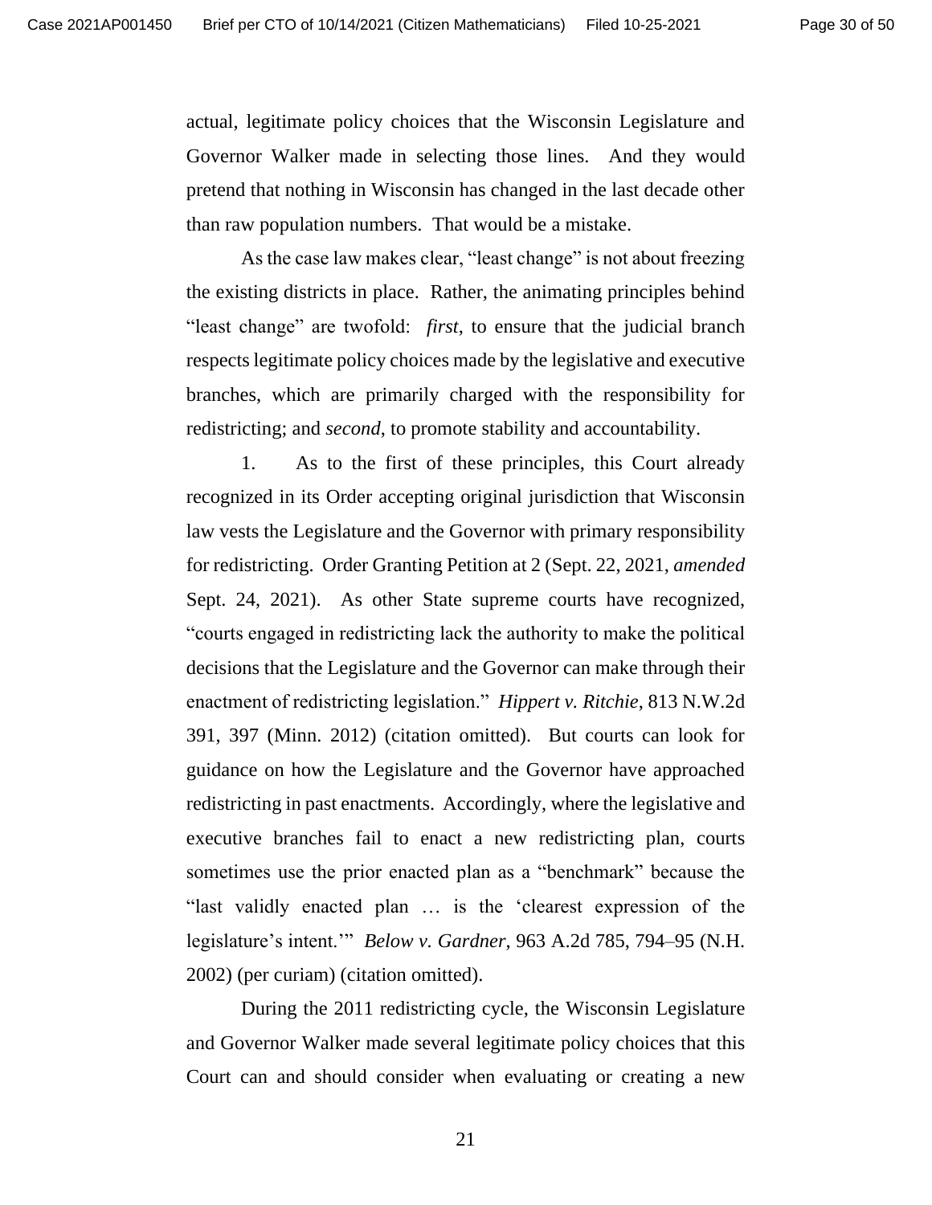actual, legitimate policy choices that the Wisconsin Legislature and Governor Walker made in selecting those lines. And they would pretend that nothing in Wisconsin has changed in the last decade other than raw population numbers. That would be a mistake.

As the case law makes clear, "least change" is not about freezing the existing districts in place. Rather, the animating principles behind "least change" are twofold: *first*, to ensure that the judicial branch respects legitimate policy choices made by the legislative and executive branches, which are primarily charged with the responsibility for redistricting; and *second*, to promote stability and accountability.

1. As to the first of these principles, this Court already recognized in its Order accepting original jurisdiction that Wisconsin law vests the Legislature and the Governor with primary responsibility for redistricting. Order Granting Petition at 2 (Sept. 22, 2021, *amended* Sept. 24, 2021). As other State supreme courts have recognized, "courts engaged in redistricting lack the authority to make the political decisions that the Legislature and the Governor can make through their enactment of redistricting legislation." *Hippert v. Ritchie*, 813 N.W.2d 391, 397 (Minn. 2012) (citation omitted). But courts can look for guidance on how the Legislature and the Governor have approached redistricting in past enactments. Accordingly, where the legislative and executive branches fail to enact a new redistricting plan, courts sometimes use the prior enacted plan as a "benchmark" because the "last validly enacted plan … is the 'clearest expression of the legislature's intent.'" *Below v. Gardner*, 963 A.2d 785, 794–95 (N.H. 2002) (per curiam) (citation omitted).

During the 2011 redistricting cycle, the Wisconsin Legislature and Governor Walker made several legitimate policy choices that this Court can and should consider when evaluating or creating a new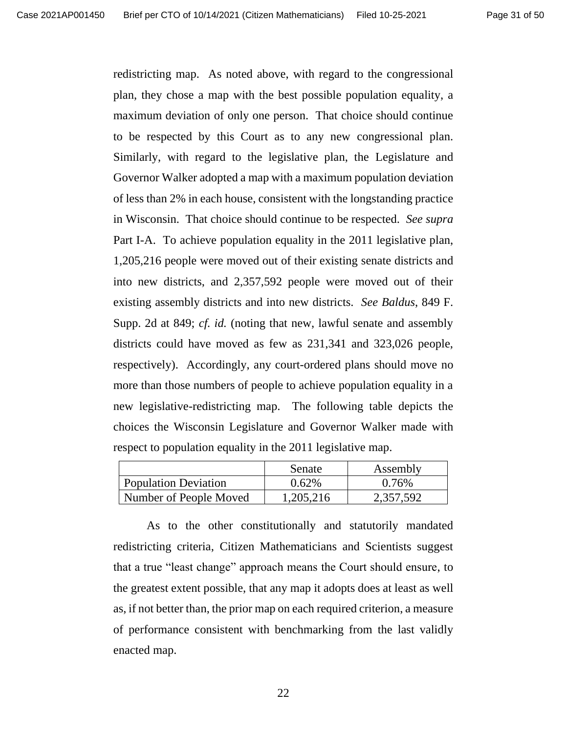redistricting map. As noted above, with regard to the congressional plan, they chose a map with the best possible population equality, a maximum deviation of only one person. That choice should continue to be respected by this Court as to any new congressional plan. Similarly, with regard to the legislative plan, the Legislature and Governor Walker adopted a map with a maximum population deviation of less than 2% in each house, consistent with the longstanding practice in Wisconsin. That choice should continue to be respected. *See supra* Part I-A. To achieve population equality in the 2011 legislative plan, 1,205,216 people were moved out of their existing senate districts and into new districts, and 2,357,592 people were moved out of their existing assembly districts and into new districts. *See Baldus*, 849 F. Supp. 2d at 849; *cf. id.* (noting that new, lawful senate and assembly districts could have moved as few as 231,341 and 323,026 people, respectively). Accordingly, any court-ordered plans should move no more than those numbers of people to achieve population equality in a new legislative-redistricting map. The following table depicts the choices the Wisconsin Legislature and Governor Walker made with respect to population equality in the 2011 legislative map.

| | Senate | Assembly |
|---|---|---|
| Population Deviation | 0.62% | 0.76% |
| Number of People Moved | 1,205,216 | 2,357,592 |

As to the other constitutionally and statutorily mandated redistricting criteria, Citizen Mathematicians and Scientists suggest that a true "least change" approach means the Court should ensure, to the greatest extent possible, that any map it adopts does at least as well as, if not better than, the prior map on each required criterion, a measure of performance consistent with benchmarking from the last validly enacted map.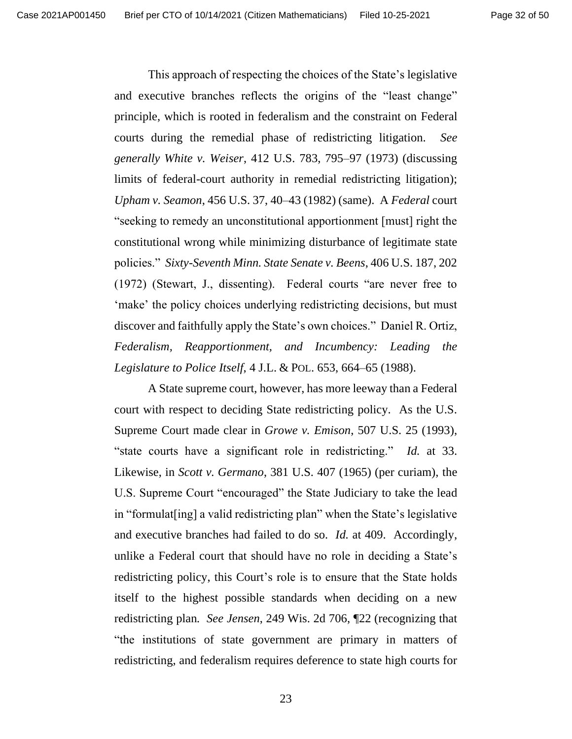This approach of respecting the choices of the State's legislative and executive branches reflects the origins of the "least change" principle, which is rooted in federalism and the constraint on Federal courts during the remedial phase of redistricting litigation. *See generally White v. Weiser*, 412 U.S. 783, 795–97 (1973) (discussing limits of federal-court authority in remedial redistricting litigation); *Upham v. Seamon*, 456 U.S. 37, 40–43 (1982) (same). A *Federal* court "seeking to remedy an unconstitutional apportionment [must] right the constitutional wrong while minimizing disturbance of legitimate state policies." *Sixty-Seventh Minn. State Senate v. Beens*, 406 U.S. 187, 202 (1972) (Stewart, J., dissenting). Federal courts "are never free to 'make' the policy choices underlying redistricting decisions, but must discover and faithfully apply the State's own choices." Daniel R. Ortiz, *Federalism, Reapportionment, and Incumbency: Leading the Legislature to Police Itself*, 4 J.L. & POL. 653, 664–65 (1988).

A State supreme court, however, has more leeway than a Federal court with respect to deciding State redistricting policy. As the U.S. Supreme Court made clear in *Growe v. Emison*, 507 U.S. 25 (1993), "state courts have a significant role in redistricting." *Id.* at 33. Likewise, in *Scott v. Germano*, 381 U.S. 407 (1965) (per curiam), the U.S. Supreme Court "encouraged" the State Judiciary to take the lead in "formulat[ing] a valid redistricting plan" when the State's legislative and executive branches had failed to do so. *Id.* at 409. Accordingly, unlike a Federal court that should have no role in deciding a State's redistricting policy, this Court's role is to ensure that the State holds itself to the highest possible standards when deciding on a new redistricting plan. *See Jensen*, 249 Wis. 2d 706, ¶22 (recognizing that "the institutions of state government are primary in matters of redistricting, and federalism requires deference to state high courts for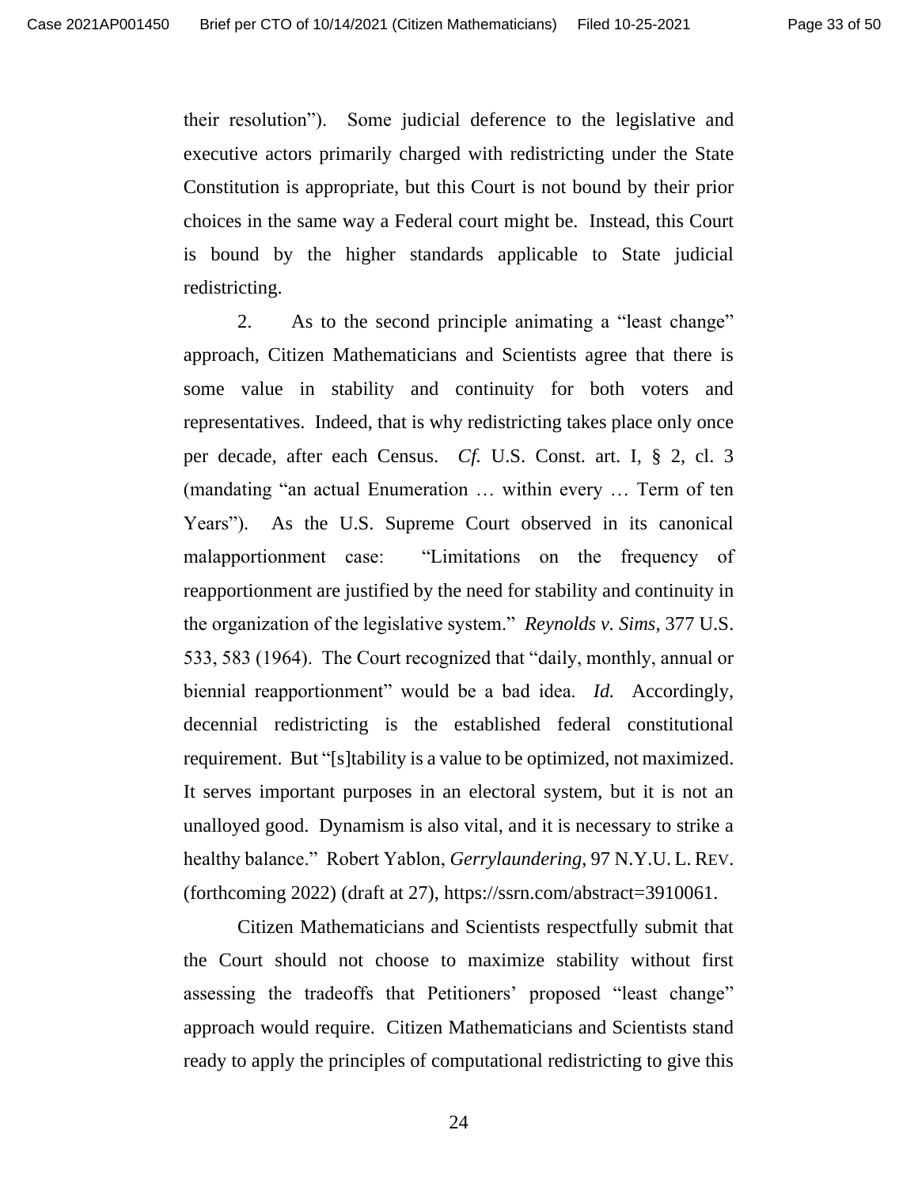their resolution"). Some judicial deference to the legislative and executive actors primarily charged with redistricting under the State Constitution is appropriate, but this Court is not bound by their prior choices in the same way a Federal court might be. Instead, this Court is bound by the higher standards applicable to State judicial redistricting.

2. As to the second principle animating a "least change" approach, Citizen Mathematicians and Scientists agree that there is some value in stability and continuity for both voters and representatives. Indeed, that is why redistricting takes place only once per decade, after each Census. *Cf.* U.S. Const. art. I, § 2, cl. 3 (mandating "an actual Enumeration … within every … Term of ten Years"). As the U.S. Supreme Court observed in its canonical malapportionment case: "Limitations on the frequency of reapportionment are justified by the need for stability and continuity in the organization of the legislative system." *Reynolds v. Sims*, 377 U.S. 533, 583 (1964). The Court recognized that "daily, monthly, annual or biennial reapportionment" would be a bad idea. *Id.* Accordingly, decennial redistricting is the established federal constitutional requirement. But "[s]tability is a value to be optimized, not maximized. It serves important purposes in an electoral system, but it is not an unalloyed good. Dynamism is also vital, and it is necessary to strike a healthy balance." Robert Yablon, *Gerrylaundering*, 97 N.Y.U. L. REV. (forthcoming 2022) (draft at 27), https://ssrn.com/abstract=3910061.

Citizen Mathematicians and Scientists respectfully submit that the Court should not choose to maximize stability without first assessing the tradeoffs that Petitioners' proposed "least change" approach would require. Citizen Mathematicians and Scientists stand ready to apply the principles of computational redistricting to give this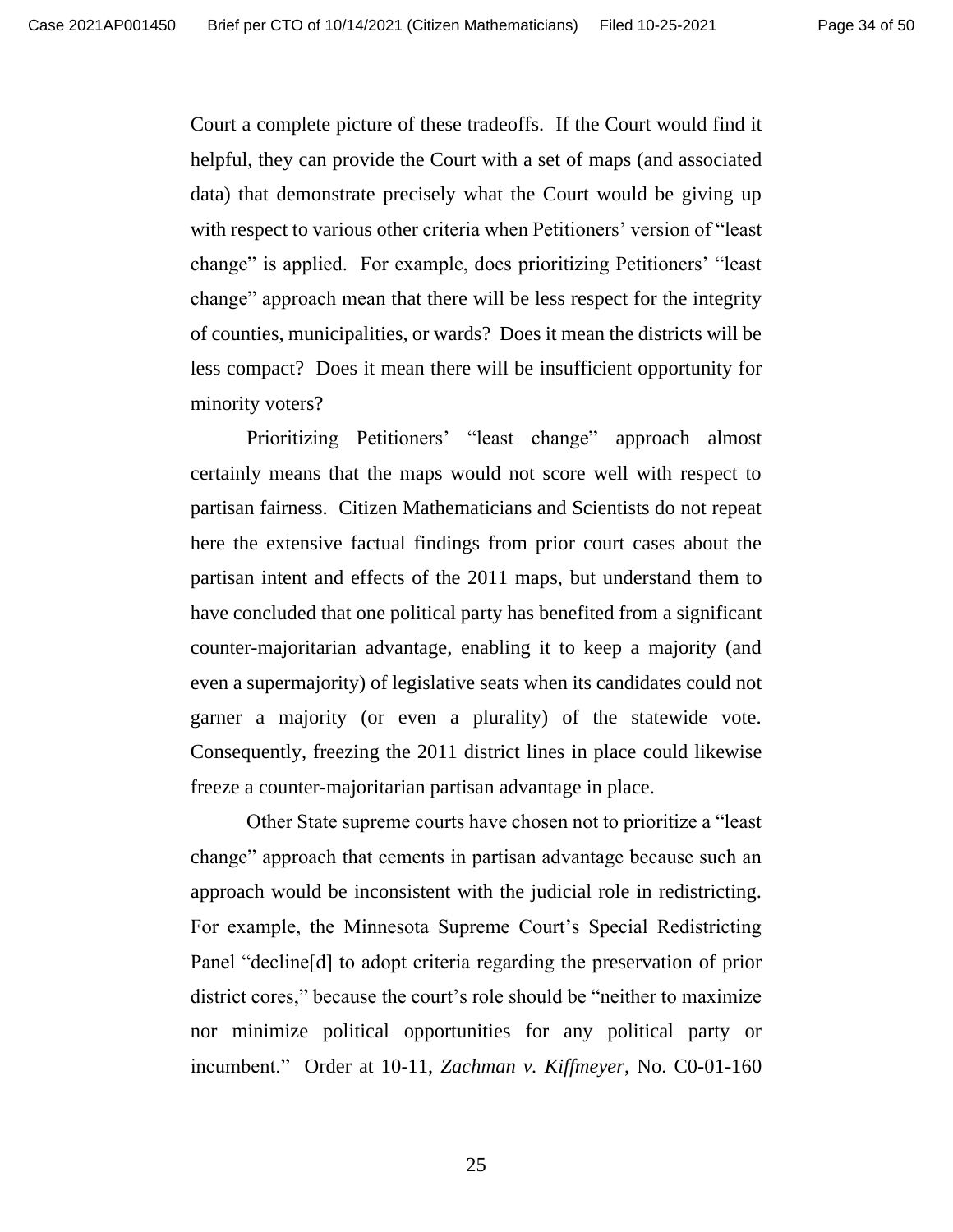Court a complete picture of these tradeoffs. If the Court would find it helpful, they can provide the Court with a set of maps (and associated data) that demonstrate precisely what the Court would be giving up with respect to various other criteria when Petitioners' version of "least change" is applied. For example, does prioritizing Petitioners' "least change" approach mean that there will be less respect for the integrity of counties, municipalities, or wards? Does it mean the districts will be less compact? Does it mean there will be insufficient opportunity for minority voters?

Prioritizing Petitioners' "least change" approach almost certainly means that the maps would not score well with respect to partisan fairness. Citizen Mathematicians and Scientists do not repeat here the extensive factual findings from prior court cases about the partisan intent and effects of the 2011 maps, but understand them to have concluded that one political party has benefited from a significant counter-majoritarian advantage, enabling it to keep a majority (and even a supermajority) of legislative seats when its candidates could not garner a majority (or even a plurality) of the statewide vote. Consequently, freezing the 2011 district lines in place could likewise freeze a counter-majoritarian partisan advantage in place.

Other State supreme courts have chosen not to prioritize a "least change" approach that cements in partisan advantage because such an approach would be inconsistent with the judicial role in redistricting. For example, the Minnesota Supreme Court's Special Redistricting Panel "decline[d] to adopt criteria regarding the preservation of prior district cores," because the court's role should be "neither to maximize nor minimize political opportunities for any political party or incumbent." Order at 10-11, *Zachman v. Kiffmeyer*, No. C0-01-160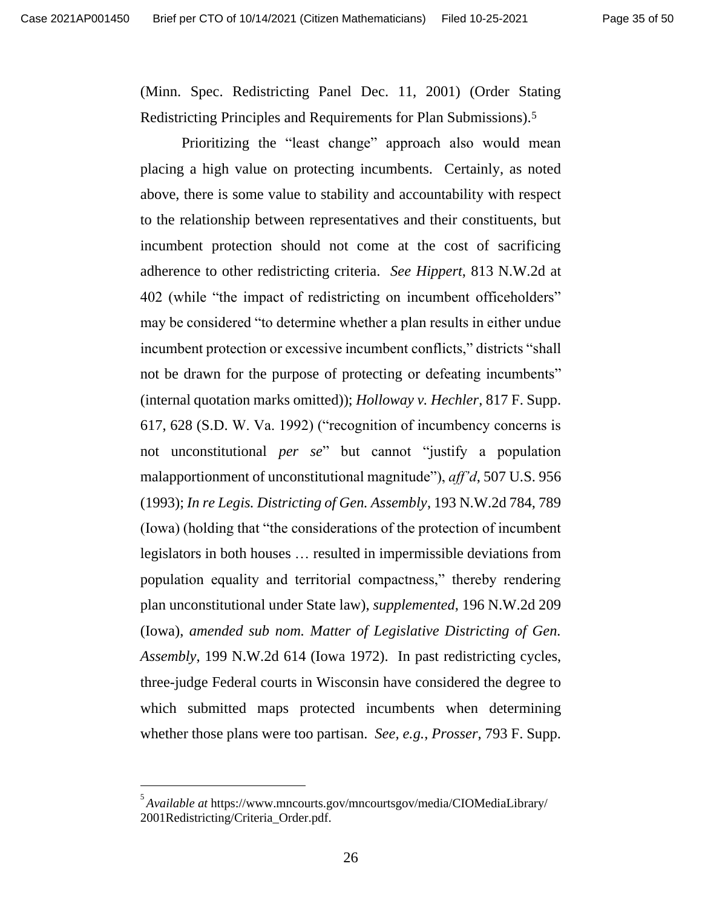(Minn. Spec. Redistricting Panel Dec. 11, 2001) (Order Stating Redistricting Principles and Requirements for Plan Submissions).[5]

Prioritizing the "least change" approach also would mean placing a high value on protecting incumbents. Certainly, as noted above, there is some value to stability and accountability with respect to the relationship between representatives and their constituents, but incumbent protection should not come at the cost of sacrificing adherence to other redistricting criteria. *See Hippert*, 813 N.W.2d at 402 (while "the impact of redistricting on incumbent officeholders" may be considered "to determine whether a plan results in either undue incumbent protection or excessive incumbent conflicts," districts "shall not be drawn for the purpose of protecting or defeating incumbents" (internal quotation marks omitted)); *Holloway v. Hechler*, 817 F. Supp. 617, 628 (S.D. W. Va. 1992) ("recognition of incumbency concerns is not unconstitutional *per se*" but cannot "justify a population malapportionment of unconstitutional magnitude"), *aff'd*, 507 U.S. 956 (1993); *In re Legis. Districting of Gen. Assembly*, 193 N.W.2d 784, 789 (Iowa) (holding that "the considerations of the protection of incumbent legislators in both houses … resulted in impermissible deviations from population equality and territorial compactness," thereby rendering plan unconstitutional under State law), *supplemented*, 196 N.W.2d 209 (Iowa), *amended sub nom. Matter of Legislative Districting of Gen. Assembly*, 199 N.W.2d 614 (Iowa 1972). In past redistricting cycles, three-judge Federal courts in Wisconsin have considered the degree to which submitted maps protected incumbents when determining whether those plans were too partisan. *See, e.g.*, *Prosser*, 793 F. Supp.

---

[5] *Available at* https://www.mncourts.gov/mncourtsgov/media/CIOMediaLibrary/2001Redistricting/Criteria_Order.pdf.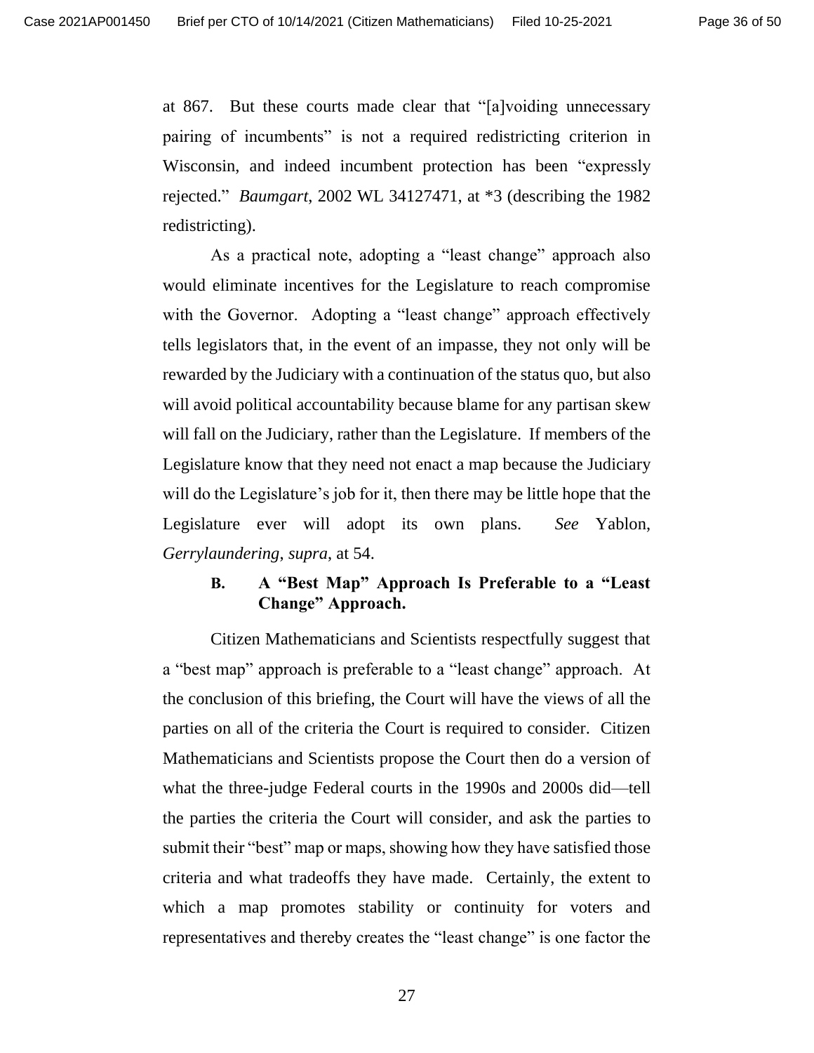at 867. But these courts made clear that "[a]voiding unnecessary pairing of incumbents" is not a required redistricting criterion in Wisconsin, and indeed incumbent protection has been "expressly rejected." *Baumgart*, 2002 WL 34127471, at *3 (describing the 1982 redistricting).

As a practical note, adopting a "least change" approach also would eliminate incentives for the Legislature to reach compromise with the Governor. Adopting a "least change" approach effectively tells legislators that, in the event of an impasse, they not only will be rewarded by the Judiciary with a continuation of the status quo, but also will avoid political accountability because blame for any partisan skew will fall on the Judiciary, rather than the Legislature. If members of the Legislature know that they need not enact a map because the Judiciary will do the Legislature's job for it, then there may be little hope that the Legislature ever will adopt its own plans. *See* Yablon, *Gerrylaundering*, *supra*, at 54.

### B. A "Best Map" Approach Is Preferable to a "Least Change" Approach.

Citizen Mathematicians and Scientists respectfully suggest that a "best map" approach is preferable to a "least change" approach. At the conclusion of this briefing, the Court will have the views of all the parties on all of the criteria the Court is required to consider. Citizen Mathematicians and Scientists propose the Court then do a version of what the three-judge Federal courts in the 1990s and 2000s did—tell the parties the criteria the Court will consider, and ask the parties to submit their "best" map or maps, showing how they have satisfied those criteria and what tradeoffs they have made. Certainly, the extent to which a map promotes stability or continuity for voters and representatives and thereby creates the "least change" is one factor the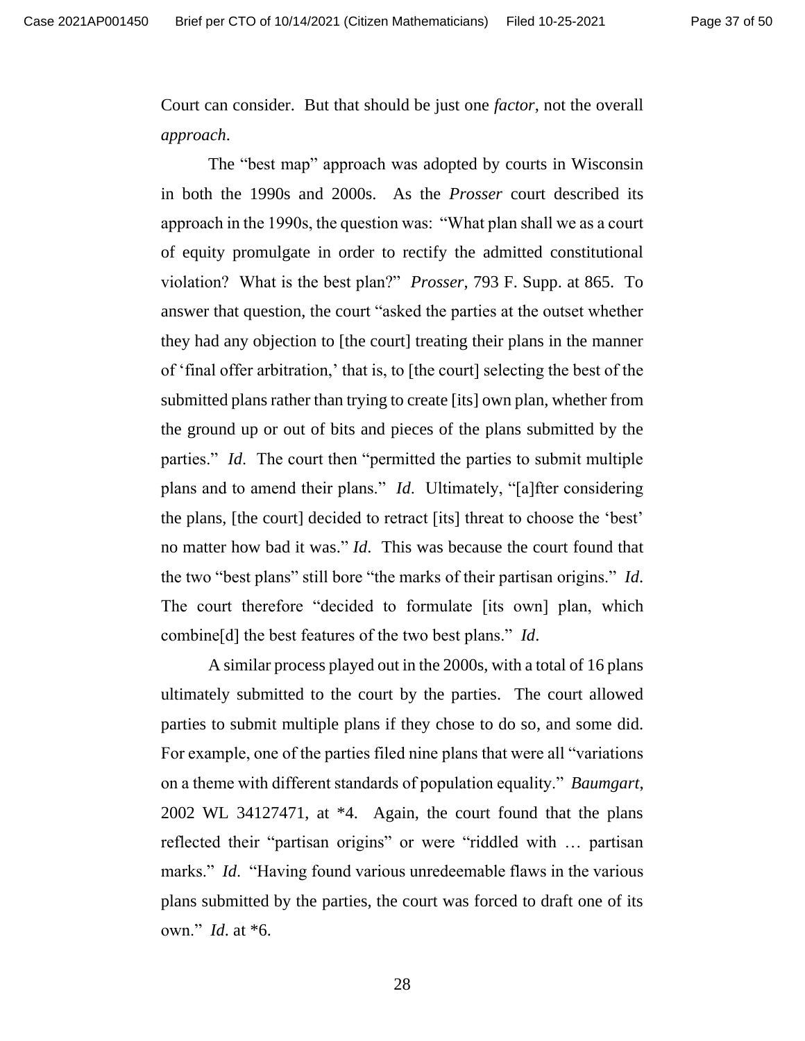Court can consider. But that should be just one *factor*, not the overall *approach*.

The "best map" approach was adopted by courts in Wisconsin in both the 1990s and 2000s. As the *Prosser* court described its approach in the 1990s, the question was: "What plan shall we as a court of equity promulgate in order to rectify the admitted constitutional violation? What is the best plan?" *Prosser*, 793 F. Supp. at 865. To answer that question, the court "asked the parties at the outset whether they had any objection to [the court] treating their plans in the manner of 'final offer arbitration,' that is, to [the court] selecting the best of the submitted plans rather than trying to create [its] own plan, whether from the ground up or out of bits and pieces of the plans submitted by the parties." *Id*. The court then "permitted the parties to submit multiple plans and to amend their plans." *Id*. Ultimately, "[a]fter considering the plans, [the court] decided to retract [its] threat to choose the 'best' no matter how bad it was." *Id*. This was because the court found that the two "best plans" still bore "the marks of their partisan origins." *Id*. The court therefore "decided to formulate [its own] plan, which combine[d] the best features of the two best plans." *Id*.

A similar process played out in the 2000s, with a total of 16 plans ultimately submitted to the court by the parties. The court allowed parties to submit multiple plans if they chose to do so, and some did. For example, one of the parties filed nine plans that were all "variations on a theme with different standards of population equality." *Baumgart*, 2002 WL 34127471, at *4. Again, the court found that the plans reflected their "partisan origins" or were "riddled with … partisan marks." *Id*. "Having found various unredeemable flaws in the various plans submitted by the parties, the court was forced to draft one of its own." *Id*. at *6.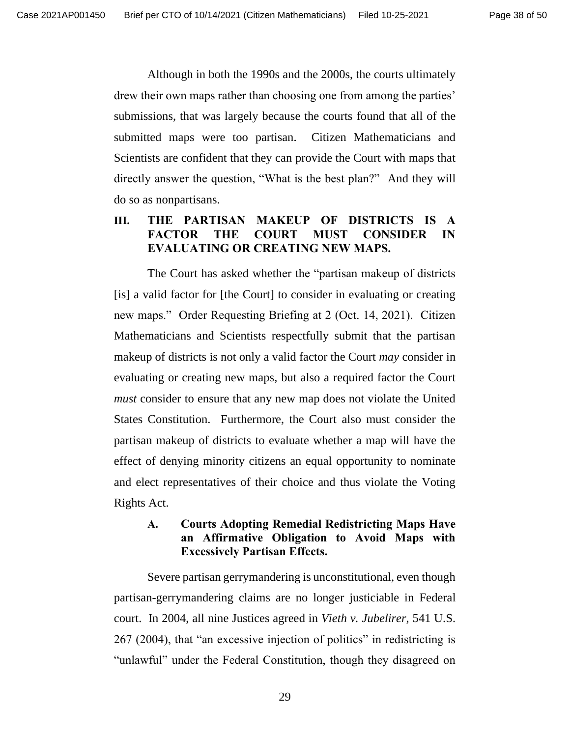Although in both the 1990s and the 2000s, the courts ultimately drew their own maps rather than choosing one from among the parties' submissions, that was largely because the courts found that all of the submitted maps were too partisan. Citizen Mathematicians and Scientists are confident that they can provide the Court with maps that directly answer the question, "What is the best plan?" And they will do so as nonpartisans.

## III. THE PARTISAN MAKEUP OF DISTRICTS IS A FACTOR THE COURT MUST CONSIDER IN EVALUATING OR CREATING NEW MAPS.

The Court has asked whether the "partisan makeup of districts [is] a valid factor for [the Court] to consider in evaluating or creating new maps." Order Requesting Briefing at 2 (Oct. 14, 2021). Citizen Mathematicians and Scientists respectfully submit that the partisan makeup of districts is not only a valid factor the Court *may* consider in evaluating or creating new maps, but also a required factor the Court *must* consider to ensure that any new map does not violate the United States Constitution. Furthermore, the Court also must consider the partisan makeup of districts to evaluate whether a map will have the effect of denying minority citizens an equal opportunity to nominate and elect representatives of their choice and thus violate the Voting Rights Act.

### A. Courts Adopting Remedial Redistricting Maps Have an Affirmative Obligation to Avoid Maps with Excessively Partisan Effects.

Severe partisan gerrymandering is unconstitutional, even though partisan-gerrymandering claims are no longer justiciable in Federal court. In 2004, all nine Justices agreed in *Vieth v. Jubelirer*, 541 U.S. 267 (2004), that "an excessive injection of politics" in redistricting is "unlawful" under the Federal Constitution, though they disagreed on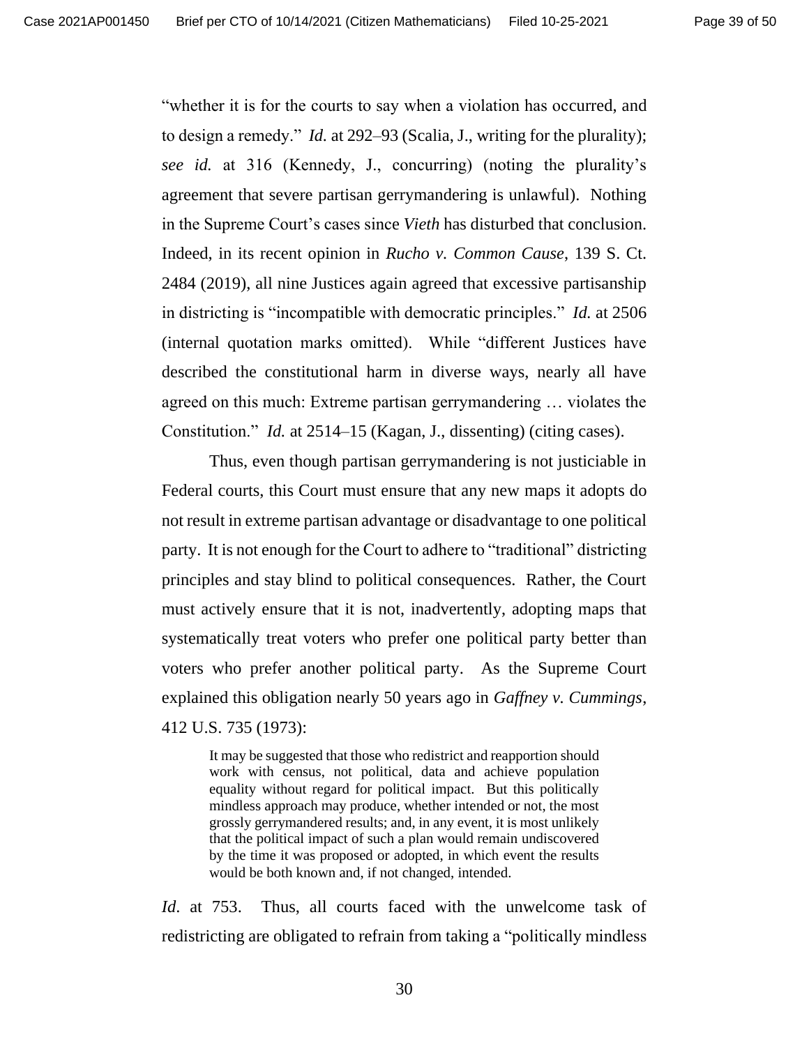"whether it is for the courts to say when a violation has occurred, and to design a remedy." *Id.* at 292–93 (Scalia, J., writing for the plurality); *see id.* at 316 (Kennedy, J., concurring) (noting the plurality's agreement that severe partisan gerrymandering is unlawful). Nothing in the Supreme Court's cases since *Vieth* has disturbed that conclusion. Indeed, in its recent opinion in *Rucho v. Common Cause*, 139 S. Ct. 2484 (2019), all nine Justices again agreed that excessive partisanship in districting is "incompatible with democratic principles." *Id.* at 2506 (internal quotation marks omitted). While "different Justices have described the constitutional harm in diverse ways, nearly all have agreed on this much: Extreme partisan gerrymandering … violates the Constitution." *Id.* at 2514–15 (Kagan, J., dissenting) (citing cases).

Thus, even though partisan gerrymandering is not justiciable in Federal courts, this Court must ensure that any new maps it adopts do not result in extreme partisan advantage or disadvantage to one political party. It is not enough for the Court to adhere to "traditional" districting principles and stay blind to political consequences. Rather, the Court must actively ensure that it is not, inadvertently, adopting maps that systematically treat voters who prefer one political party better than voters who prefer another political party. As the Supreme Court explained this obligation nearly 50 years ago in *Gaffney v. Cummings*, 412 U.S. 735 (1973):

> It may be suggested that those who redistrict and reapportion should work with census, not political, data and achieve population equality without regard for political impact. But this politically mindless approach may produce, whether intended or not, the most grossly gerrymandered results; and, in any event, it is most unlikely that the political impact of such a plan would remain undiscovered by the time it was proposed or adopted, in which event the results would be both known and, if not changed, intended.

*Id*. at 753. Thus, all courts faced with the unwelcome task of redistricting are obligated to refrain from taking a "politically mindless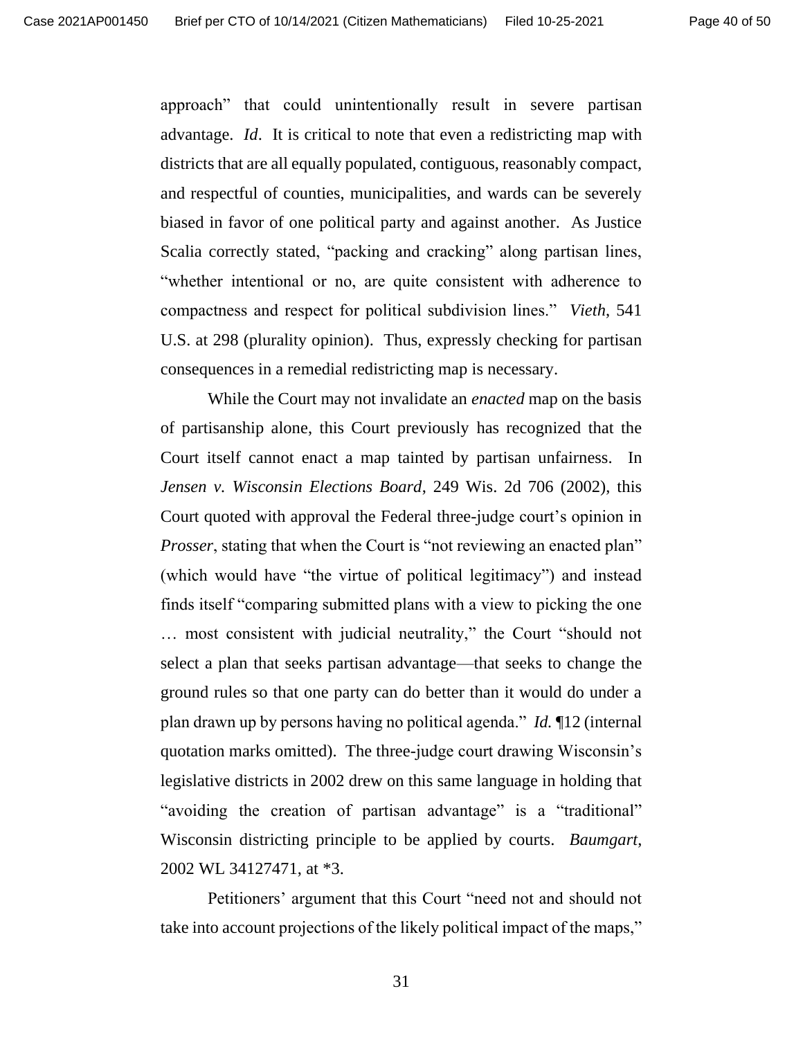approach" that could unintentionally result in severe partisan advantage. *Id*. It is critical to note that even a redistricting map with districts that are all equally populated, contiguous, reasonably compact, and respectful of counties, municipalities, and wards can be severely biased in favor of one political party and against another. As Justice Scalia correctly stated, "packing and cracking" along partisan lines, "whether intentional or no, are quite consistent with adherence to compactness and respect for political subdivision lines." *Vieth*, 541 U.S. at 298 (plurality opinion). Thus, expressly checking for partisan consequences in a remedial redistricting map is necessary.

While the Court may not invalidate an *enacted* map on the basis of partisanship alone, this Court previously has recognized that the Court itself cannot enact a map tainted by partisan unfairness. In *Jensen v. Wisconsin Elections Board*, 249 Wis. 2d 706 (2002), this Court quoted with approval the Federal three-judge court's opinion in *Prosser*, stating that when the Court is "not reviewing an enacted plan" (which would have "the virtue of political legitimacy") and instead finds itself "comparing submitted plans with a view to picking the one … most consistent with judicial neutrality," the Court "should not select a plan that seeks partisan advantage—that seeks to change the ground rules so that one party can do better than it would do under a plan drawn up by persons having no political agenda." *Id.* ¶12 (internal quotation marks omitted). The three-judge court drawing Wisconsin's legislative districts in 2002 drew on this same language in holding that "avoiding the creation of partisan advantage" is a "traditional" Wisconsin districting principle to be applied by courts. *Baumgart*, 2002 WL 34127471, at *3.

Petitioners' argument that this Court "need not and should not take into account projections of the likely political impact of the maps,"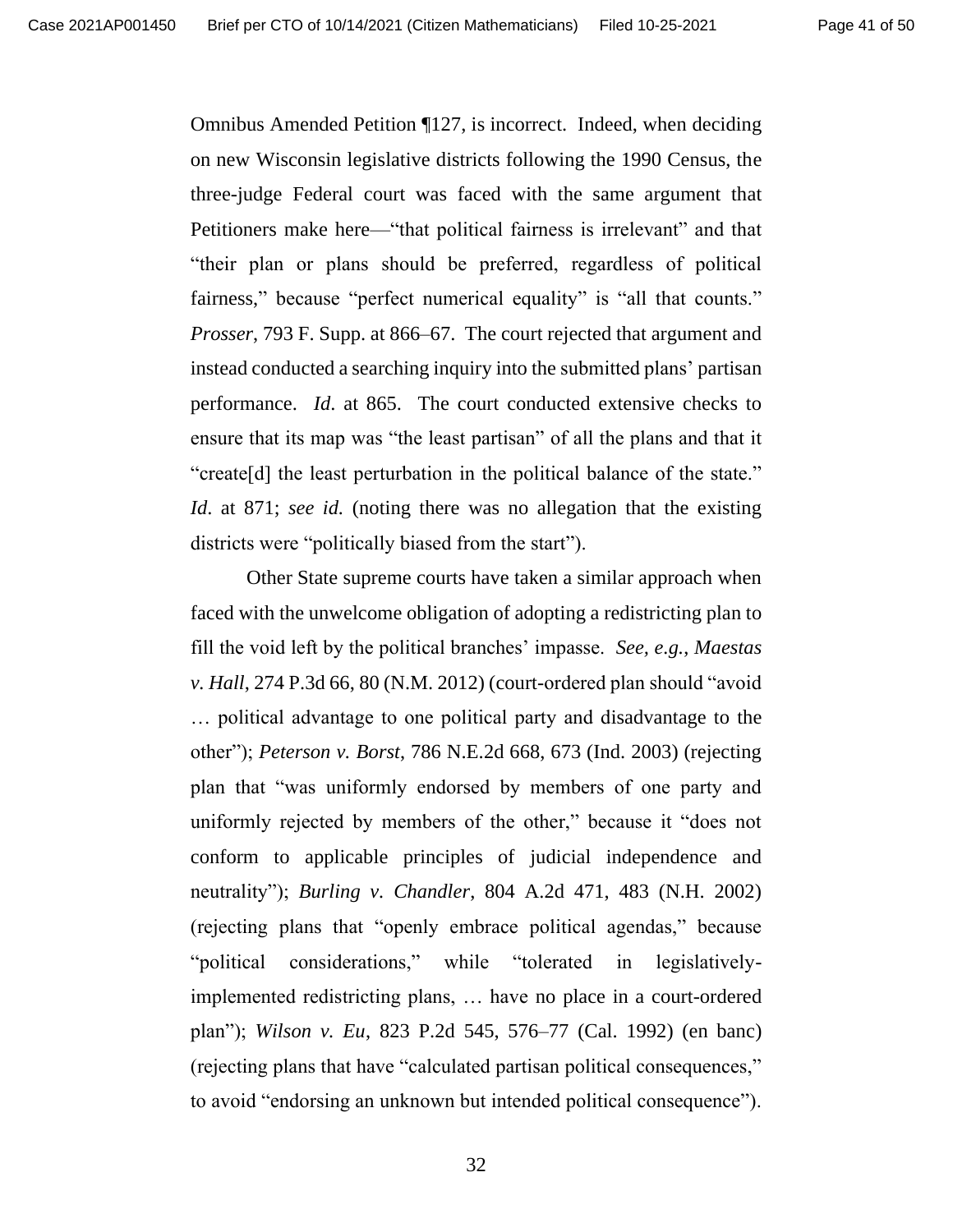Omnibus Amended Petition ¶127, is incorrect. Indeed, when deciding on new Wisconsin legislative districts following the 1990 Census, the three-judge Federal court was faced with the same argument that Petitioners make here—"that political fairness is irrelevant" and that "their plan or plans should be preferred, regardless of political fairness," because "perfect numerical equality" is "all that counts." *Prosser*, 793 F. Supp. at 866–67. The court rejected that argument and instead conducted a searching inquiry into the submitted plans' partisan performance. *Id.* at 865. The court conducted extensive checks to ensure that its map was "the least partisan" of all the plans and that it "create[d] the least perturbation in the political balance of the state." *Id.* at 871; *see id.* (noting there was no allegation that the existing districts were "politically biased from the start").

Other State supreme courts have taken a similar approach when faced with the unwelcome obligation of adopting a redistricting plan to fill the void left by the political branches' impasse. *See, e.g.*, *Maestas v. Hall*, 274 P.3d 66, 80 (N.M. 2012) (court-ordered plan should "avoid … political advantage to one political party and disadvantage to the other"); *Peterson v. Borst*, 786 N.E.2d 668, 673 (Ind. 2003) (rejecting plan that "was uniformly endorsed by members of one party and uniformly rejected by members of the other," because it "does not conform to applicable principles of judicial independence and neutrality"); *Burling v. Chandler*, 804 A.2d 471, 483 (N.H. 2002) (rejecting plans that "openly embrace political agendas," because "political considerations," while "tolerated in legislatively-implemented redistricting plans, … have no place in a court-ordered plan"); *Wilson v. Eu*, 823 P.2d 545, 576–77 (Cal. 1992) (en banc) (rejecting plans that have "calculated partisan political consequences," to avoid "endorsing an unknown but intended political consequence").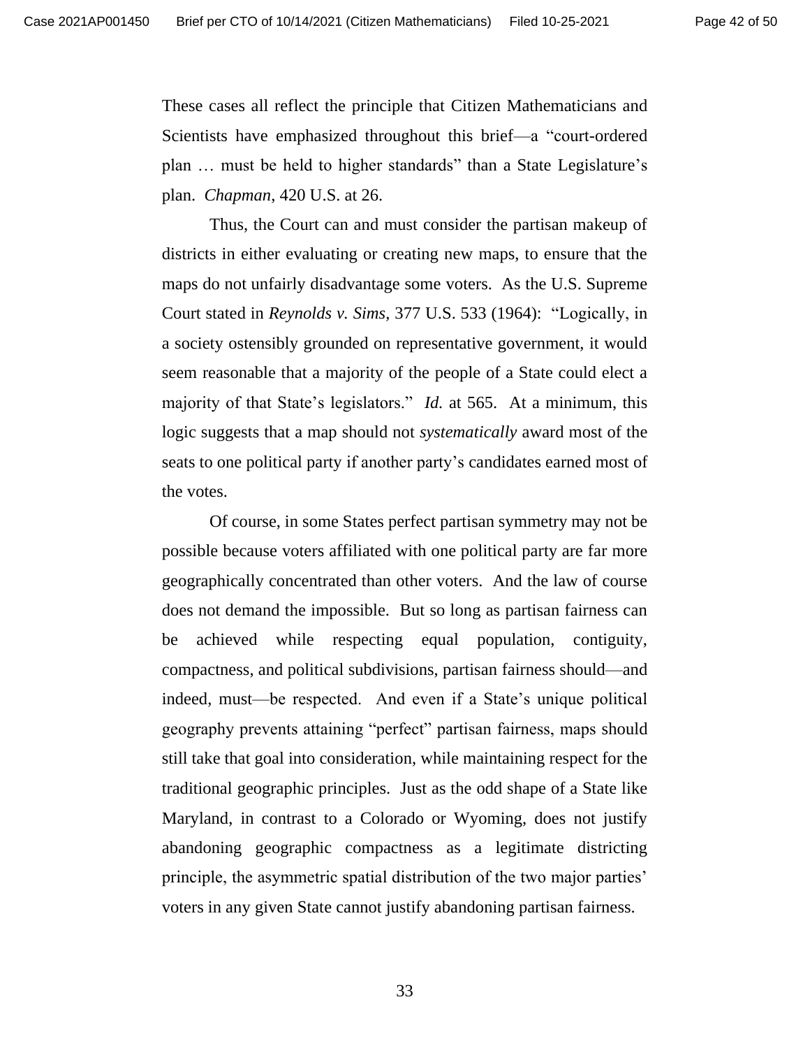These cases all reflect the principle that Citizen Mathematicians and Scientists have emphasized throughout this brief—a "court-ordered plan … must be held to higher standards" than a State Legislature's plan. *Chapman*, 420 U.S. at 26.

Thus, the Court can and must consider the partisan makeup of districts in either evaluating or creating new maps, to ensure that the maps do not unfairly disadvantage some voters. As the U.S. Supreme Court stated in *Reynolds v. Sims*, 377 U.S. 533 (1964): "Logically, in a society ostensibly grounded on representative government, it would seem reasonable that a majority of the people of a State could elect a majority of that State's legislators." *Id.* at 565. At a minimum, this logic suggests that a map should not *systematically* award most of the seats to one political party if another party's candidates earned most of the votes.

Of course, in some States perfect partisan symmetry may not be possible because voters affiliated with one political party are far more geographically concentrated than other voters. And the law of course does not demand the impossible. But so long as partisan fairness can be achieved while respecting equal population, contiguity, compactness, and political subdivisions, partisan fairness should—and indeed, must—be respected. And even if a State's unique political geography prevents attaining "perfect" partisan fairness, maps should still take that goal into consideration, while maintaining respect for the traditional geographic principles. Just as the odd shape of a State like Maryland, in contrast to a Colorado or Wyoming, does not justify abandoning geographic compactness as a legitimate districting principle, the asymmetric spatial distribution of the two major parties' voters in any given State cannot justify abandoning partisan fairness.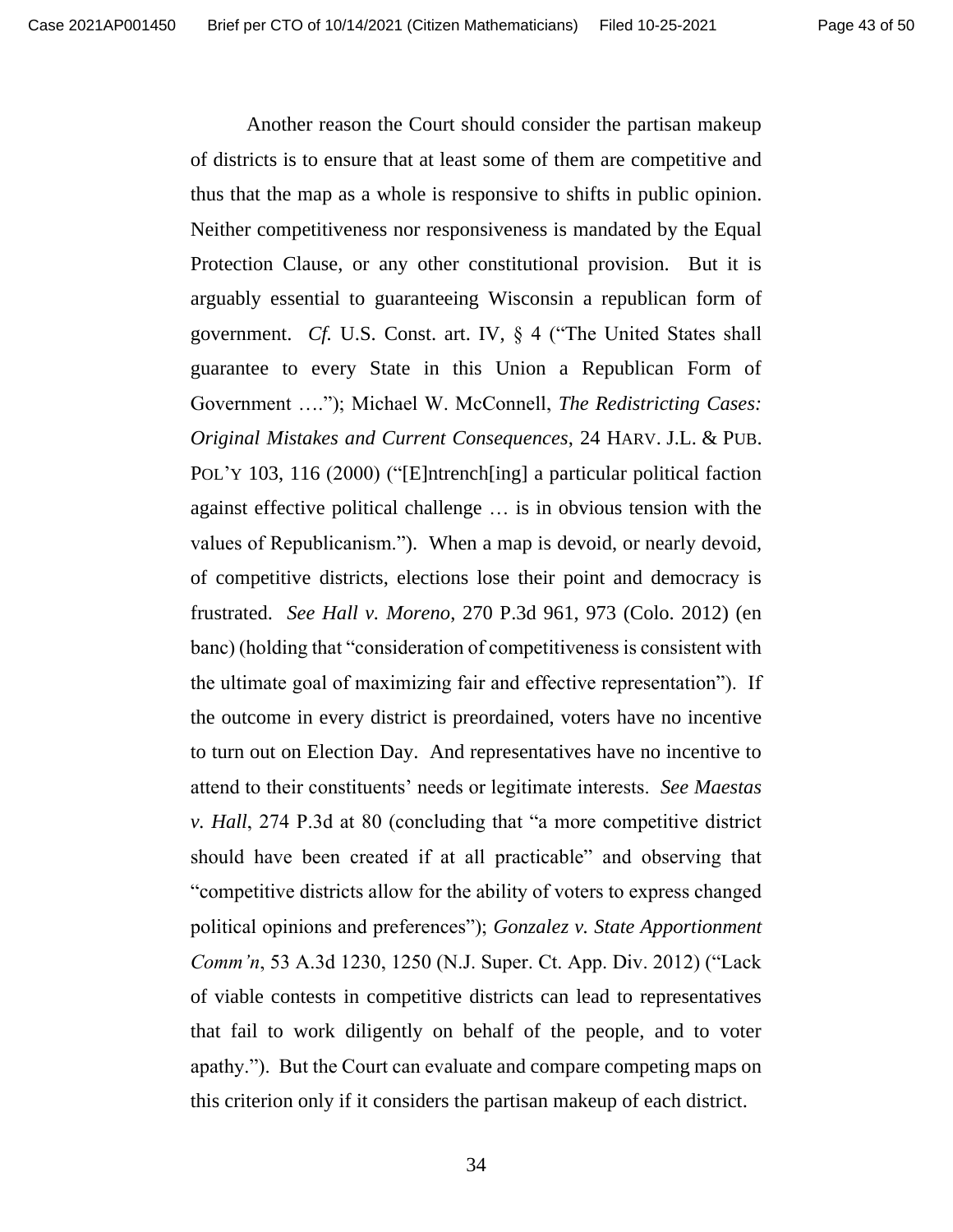Another reason the Court should consider the partisan makeup of districts is to ensure that at least some of them are competitive and thus that the map as a whole is responsive to shifts in public opinion. Neither competitiveness nor responsiveness is mandated by the Equal Protection Clause, or any other constitutional provision. But it is arguably essential to guaranteeing Wisconsin a republican form of government. *Cf.* U.S. Const. art. IV, § 4 ("The United States shall guarantee to every State in this Union a Republican Form of Government …."); Michael W. McConnell, *The Redistricting Cases: Original Mistakes and Current Consequences*, 24 HARV. J.L. & PUB. POL'Y 103, 116 (2000) ("[E]ntrench[ing] a particular political faction against effective political challenge … is in obvious tension with the values of Republicanism."). When a map is devoid, or nearly devoid, of competitive districts, elections lose their point and democracy is frustrated. *See Hall v. Moreno*, 270 P.3d 961, 973 (Colo. 2012) (en banc) (holding that "consideration of competitiveness is consistent with the ultimate goal of maximizing fair and effective representation"). If the outcome in every district is preordained, voters have no incentive to turn out on Election Day. And representatives have no incentive to attend to their constituents' needs or legitimate interests. *See Maestas v. Hall*, 274 P.3d at 80 (concluding that "a more competitive district should have been created if at all practicable" and observing that "competitive districts allow for the ability of voters to express changed political opinions and preferences"); *Gonzalez v. State Apportionment Comm'n*, 53 A.3d 1230, 1250 (N.J. Super. Ct. App. Div. 2012) ("Lack of viable contests in competitive districts can lead to representatives that fail to work diligently on behalf of the people, and to voter apathy."). But the Court can evaluate and compare competing maps on this criterion only if it considers the partisan makeup of each district.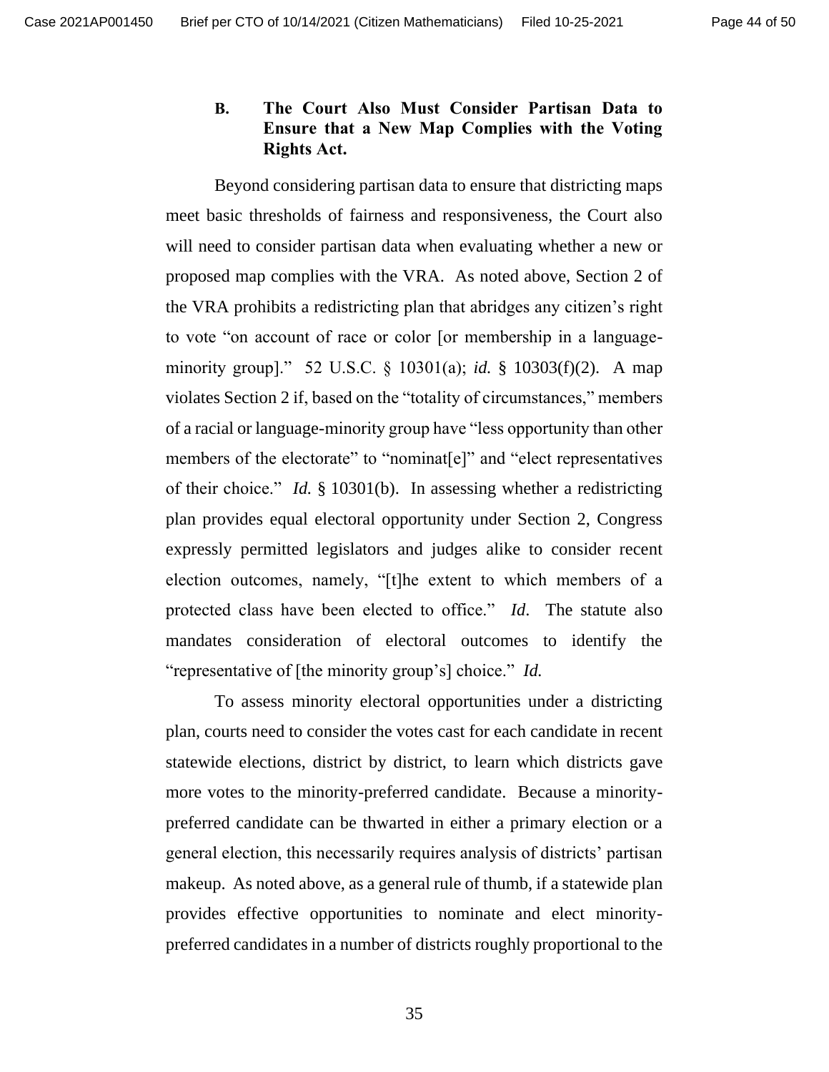### B. The Court Also Must Consider Partisan Data to Ensure that a New Map Complies with the Voting Rights Act.

Beyond considering partisan data to ensure that districting maps meet basic thresholds of fairness and responsiveness, the Court also will need to consider partisan data when evaluating whether a new or proposed map complies with the VRA. As noted above, Section 2 of the VRA prohibits a redistricting plan that abridges any citizen's right to vote "on account of race or color [or membership in a language-minority group]." 52 U.S.C. § 10301(a); *id.* § 10303(f)(2). A map violates Section 2 if, based on the "totality of circumstances," members of a racial or language-minority group have "less opportunity than other members of the electorate" to "nominat[e]" and "elect representatives of their choice." *Id.* § 10301(b). In assessing whether a redistricting plan provides equal electoral opportunity under Section 2, Congress expressly permitted legislators and judges alike to consider recent election outcomes, namely, "[t]he extent to which members of a protected class have been elected to office." *Id.* The statute also mandates consideration of electoral outcomes to identify the "representative of [the minority group's] choice." *Id.*

To assess minority electoral opportunities under a districting plan, courts need to consider the votes cast for each candidate in recent statewide elections, district by district, to learn which districts gave more votes to the minority-preferred candidate. Because a minority-preferred candidate can be thwarted in either a primary election or a general election, this necessarily requires analysis of districts' partisan makeup. As noted above, as a general rule of thumb, if a statewide plan provides effective opportunities to nominate and elect minority-preferred candidates in a number of districts roughly proportional to the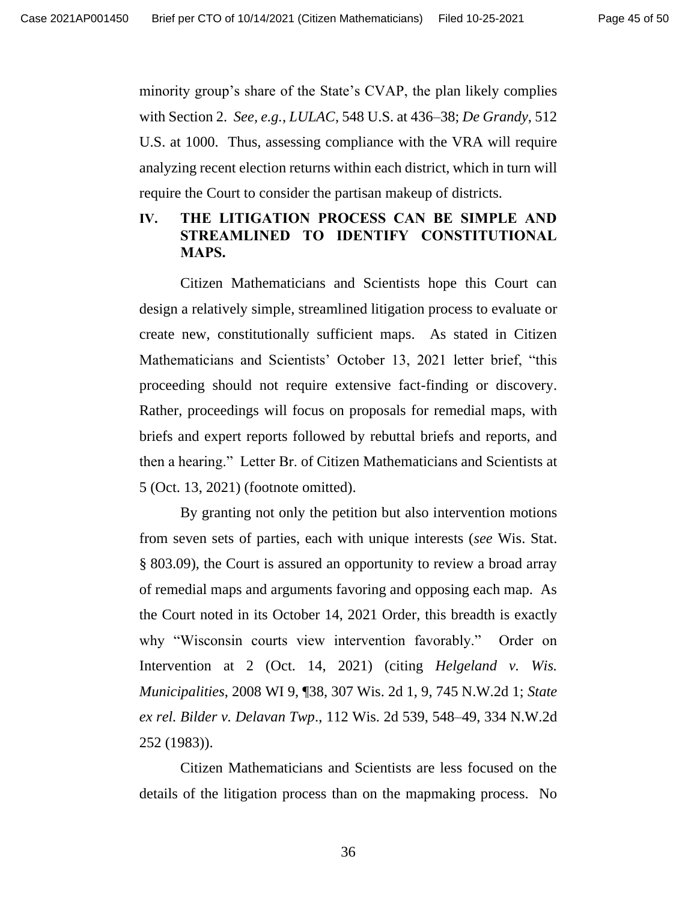minority group's share of the State's CVAP, the plan likely complies with Section 2. *See, e.g.*, *LULAC*, 548 U.S. at 436–38; *De Grandy*, 512 U.S. at 1000. Thus, assessing compliance with the VRA will require analyzing recent election returns within each district, which in turn will require the Court to consider the partisan makeup of districts.

## IV. THE LITIGATION PROCESS CAN BE SIMPLE AND STREAMLINED TO IDENTIFY CONSTITUTIONAL MAPS.

Citizen Mathematicians and Scientists hope this Court can design a relatively simple, streamlined litigation process to evaluate or create new, constitutionally sufficient maps. As stated in Citizen Mathematicians and Scientists' October 13, 2021 letter brief, "this proceeding should not require extensive fact-finding or discovery. Rather, proceedings will focus on proposals for remedial maps, with briefs and expert reports followed by rebuttal briefs and reports, and then a hearing." Letter Br. of Citizen Mathematicians and Scientists at 5 (Oct. 13, 2021) (footnote omitted).

By granting not only the petition but also intervention motions from seven sets of parties, each with unique interests (*see* Wis. Stat. § 803.09), the Court is assured an opportunity to review a broad array of remedial maps and arguments favoring and opposing each map. As the Court noted in its October 14, 2021 Order, this breadth is exactly why "Wisconsin courts view intervention favorably." Order on Intervention at 2 (Oct. 14, 2021) (citing *Helgeland v. Wis. Municipalities*, 2008 WI 9, ¶38, 307 Wis. 2d 1, 9, 745 N.W.2d 1; *State ex rel. Bilder v. Delavan Twp*., 112 Wis. 2d 539, 548–49, 334 N.W.2d 252 (1983)).

Citizen Mathematicians and Scientists are less focused on the details of the litigation process than on the mapmaking process. No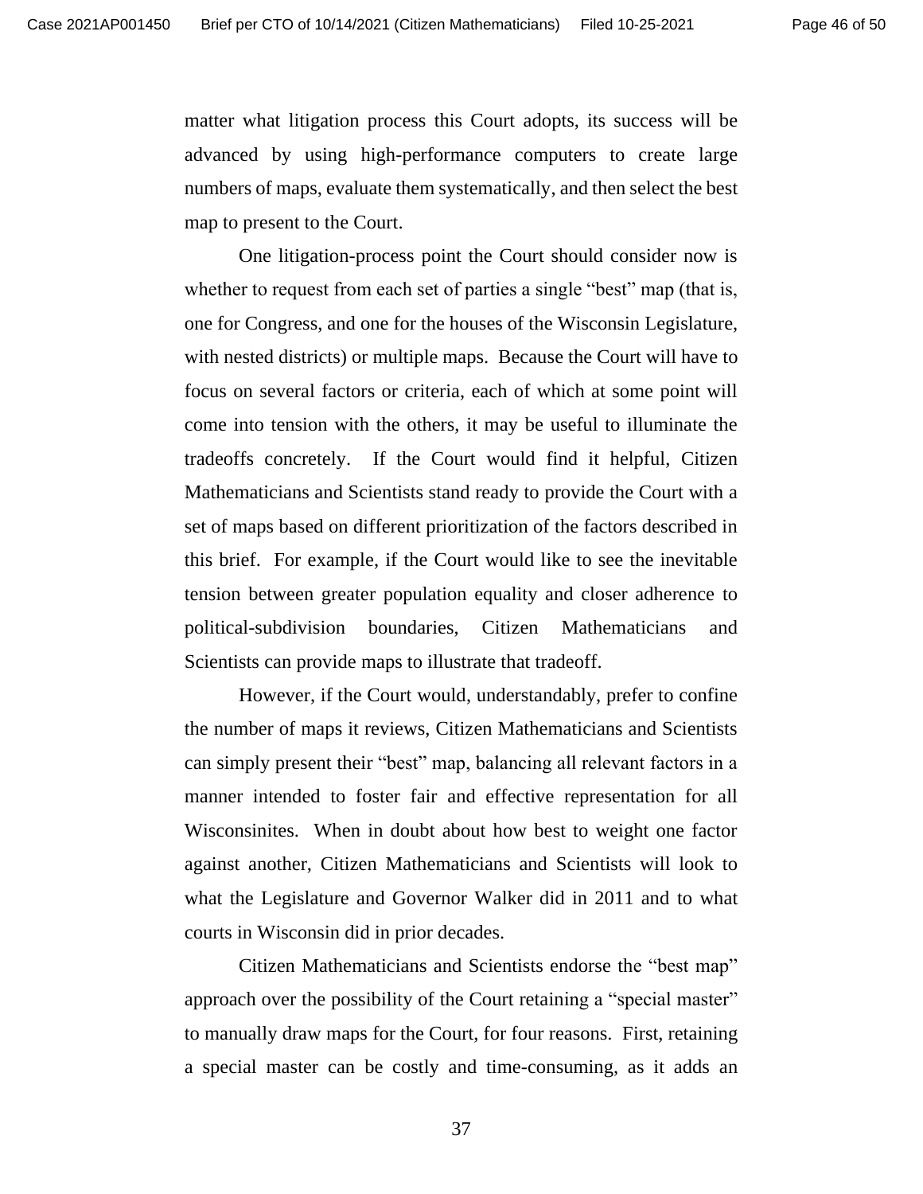matter what litigation process this Court adopts, its success will be advanced by using high-performance computers to create large numbers of maps, evaluate them systematically, and then select the best map to present to the Court.

One litigation-process point the Court should consider now is whether to request from each set of parties a single "best" map (that is, one for Congress, and one for the houses of the Wisconsin Legislature, with nested districts) or multiple maps. Because the Court will have to focus on several factors or criteria, each of which at some point will come into tension with the others, it may be useful to illuminate the tradeoffs concretely. If the Court would find it helpful, Citizen Mathematicians and Scientists stand ready to provide the Court with a set of maps based on different prioritization of the factors described in this brief. For example, if the Court would like to see the inevitable tension between greater population equality and closer adherence to political-subdivision boundaries, Citizen Mathematicians and Scientists can provide maps to illustrate that tradeoff.

However, if the Court would, understandably, prefer to confine the number of maps it reviews, Citizen Mathematicians and Scientists can simply present their "best" map, balancing all relevant factors in a manner intended to foster fair and effective representation for all Wisconsinites. When in doubt about how best to weight one factor against another, Citizen Mathematicians and Scientists will look to what the Legislature and Governor Walker did in 2011 and to what courts in Wisconsin did in prior decades.

Citizen Mathematicians and Scientists endorse the "best map" approach over the possibility of the Court retaining a "special master" to manually draw maps for the Court, for four reasons. First, retaining a special master can be costly and time-consuming, as it adds an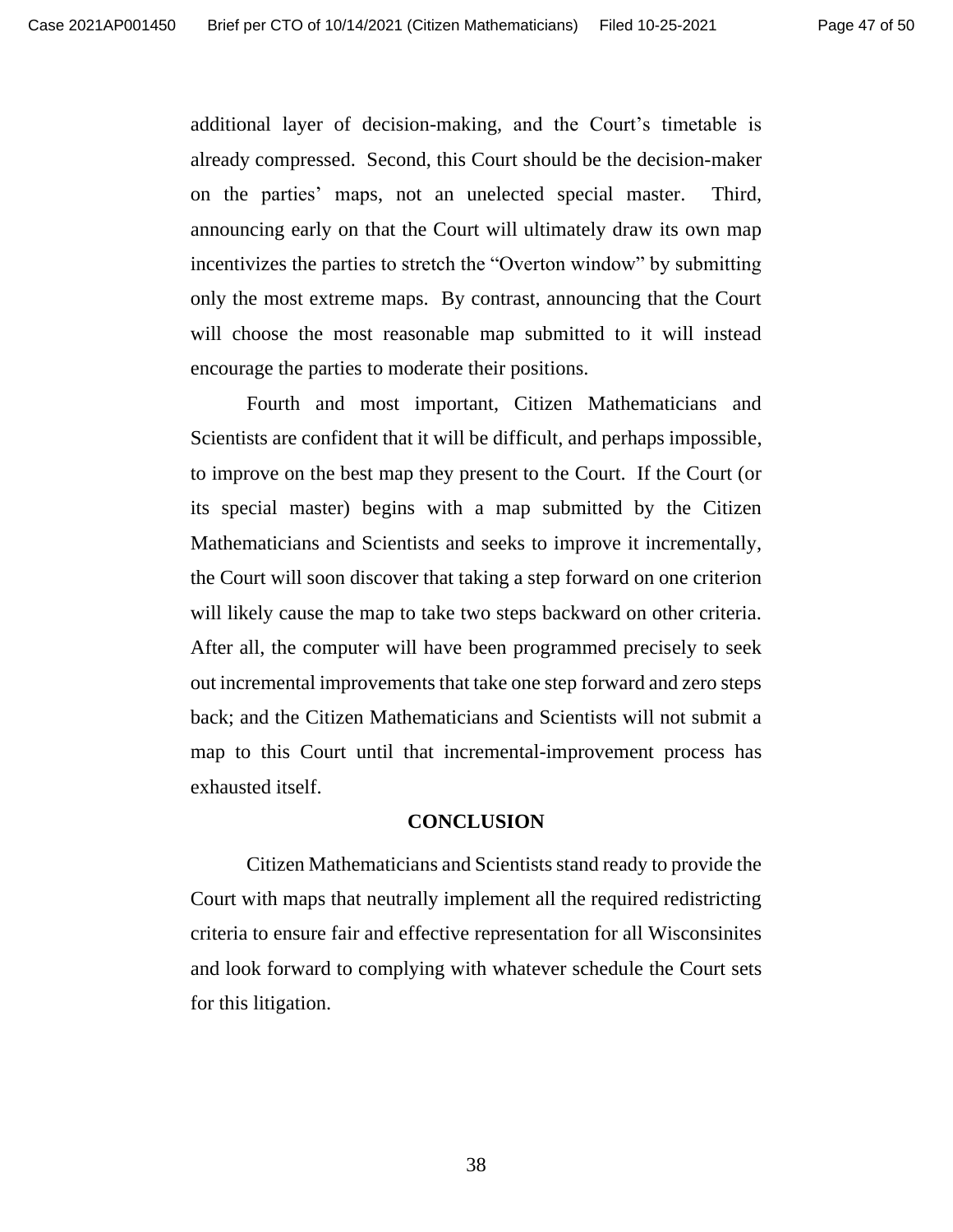additional layer of decision-making, and the Court's timetable is already compressed. Second, this Court should be the decision-maker on the parties' maps, not an unelected special master. Third, announcing early on that the Court will ultimately draw its own map incentivizes the parties to stretch the "Overton window" by submitting only the most extreme maps. By contrast, announcing that the Court will choose the most reasonable map submitted to it will instead encourage the parties to moderate their positions.

Fourth and most important, Citizen Mathematicians and Scientists are confident that it will be difficult, and perhaps impossible, to improve on the best map they present to the Court. If the Court (or its special master) begins with a map submitted by the Citizen Mathematicians and Scientists and seeks to improve it incrementally, the Court will soon discover that taking a step forward on one criterion will likely cause the map to take two steps backward on other criteria. After all, the computer will have been programmed precisely to seek out incremental improvements that take one step forward and zero steps back; and the Citizen Mathematicians and Scientists will not submit a map to this Court until that incremental-improvement process has exhausted itself.

## CONCLUSION

Citizen Mathematicians and Scientists stand ready to provide the Court with maps that neutrally implement all the required redistricting criteria to ensure fair and effective representation for all Wisconsinites and look forward to complying with whatever schedule the Court sets for this litigation.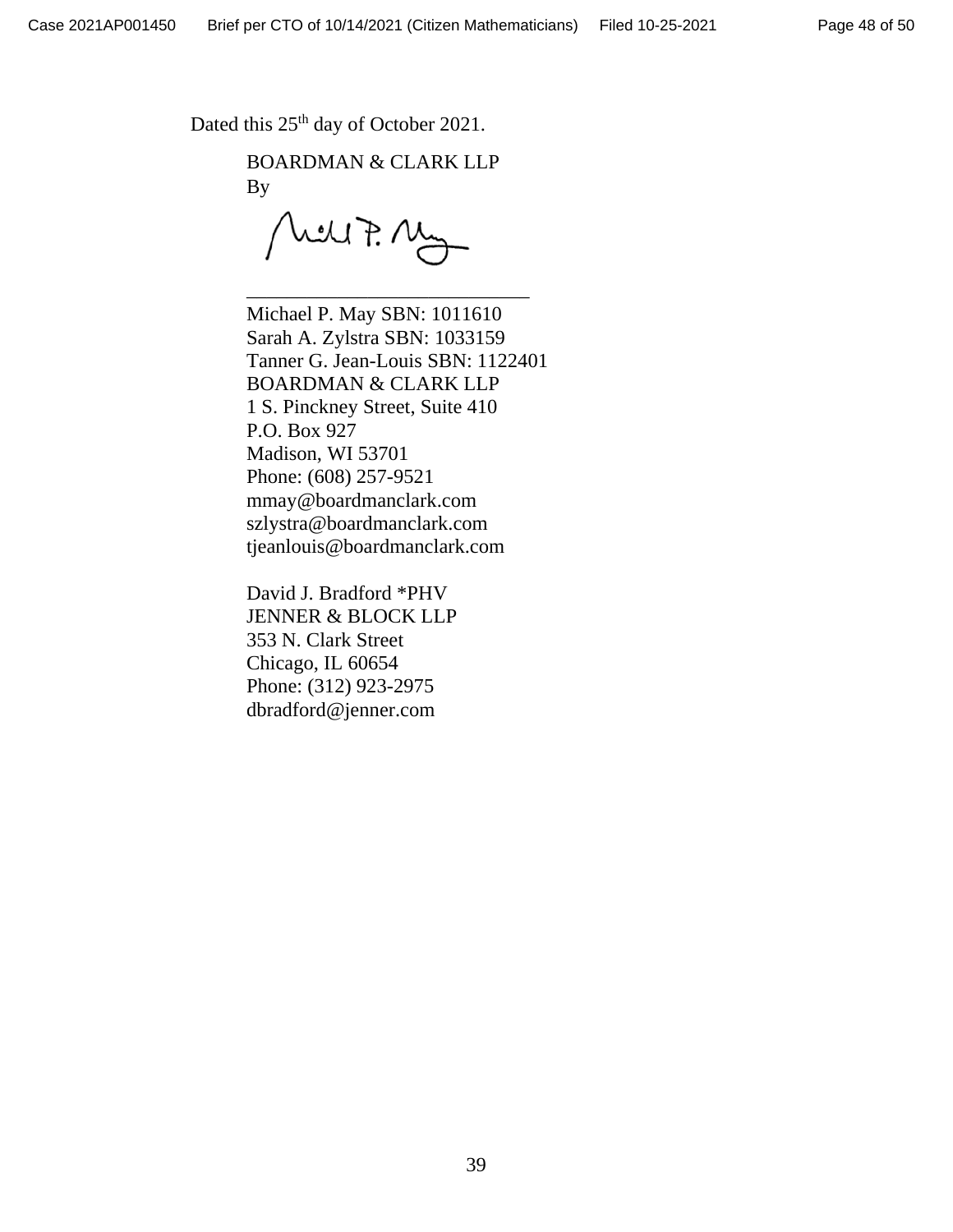Dated this 25th day of October 2021.

BOARDMAN & CLARK LLP
By

\_\_\_\_\_\_\_\_\_\_\_\_\_\_\_\_\_\_\_\_\_\_\_\_\_\_\_\_

Michael P. May SBN: 1011610
Sarah A. Zylstra SBN: 1033159
Tanner G. Jean-Louis SBN: 1122401
BOARDMAN & CLARK LLP
1 S. Pinckney Street, Suite 410
P.O. Box 927
Madison, WI 53701
Phone: (608) 257-9521
mmay@boardmanclark.com
szlystra@boardmanclark.com
tjeanlouis@boardmanclark.com

David J. Bradford *PHV
JENNER & BLOCK LLP
353 N. Clark Street
Chicago, IL 60654
Phone: (312) 923-2975
dbradford@jenner.com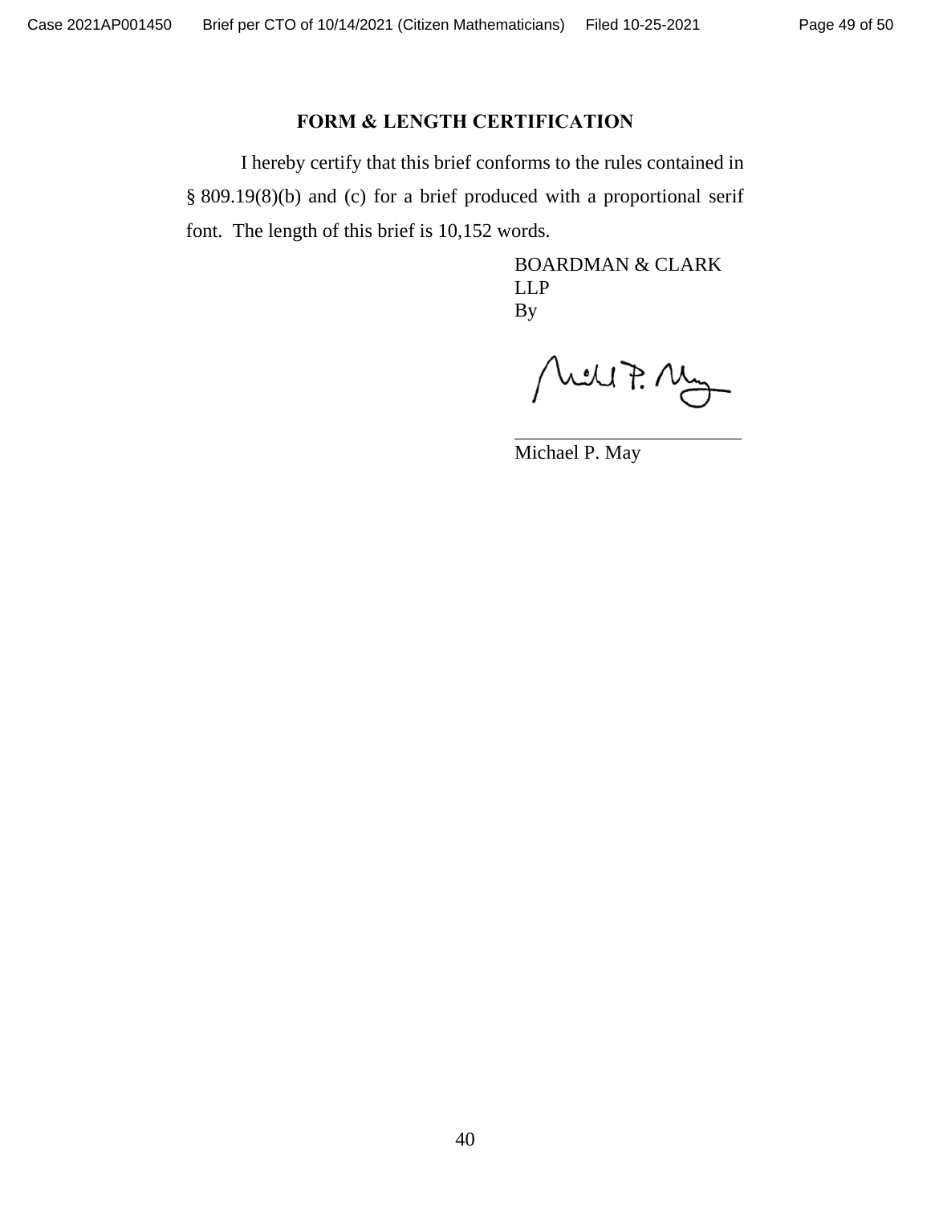## FORM & LENGTH CERTIFICATION

I hereby certify that this brief conforms to the rules contained in § 809.19(8)(b) and (c) for a brief produced with a proportional serif font. The length of this brief is 10,152 words.

BOARDMAN & CLARK LLP
By

Michael P. May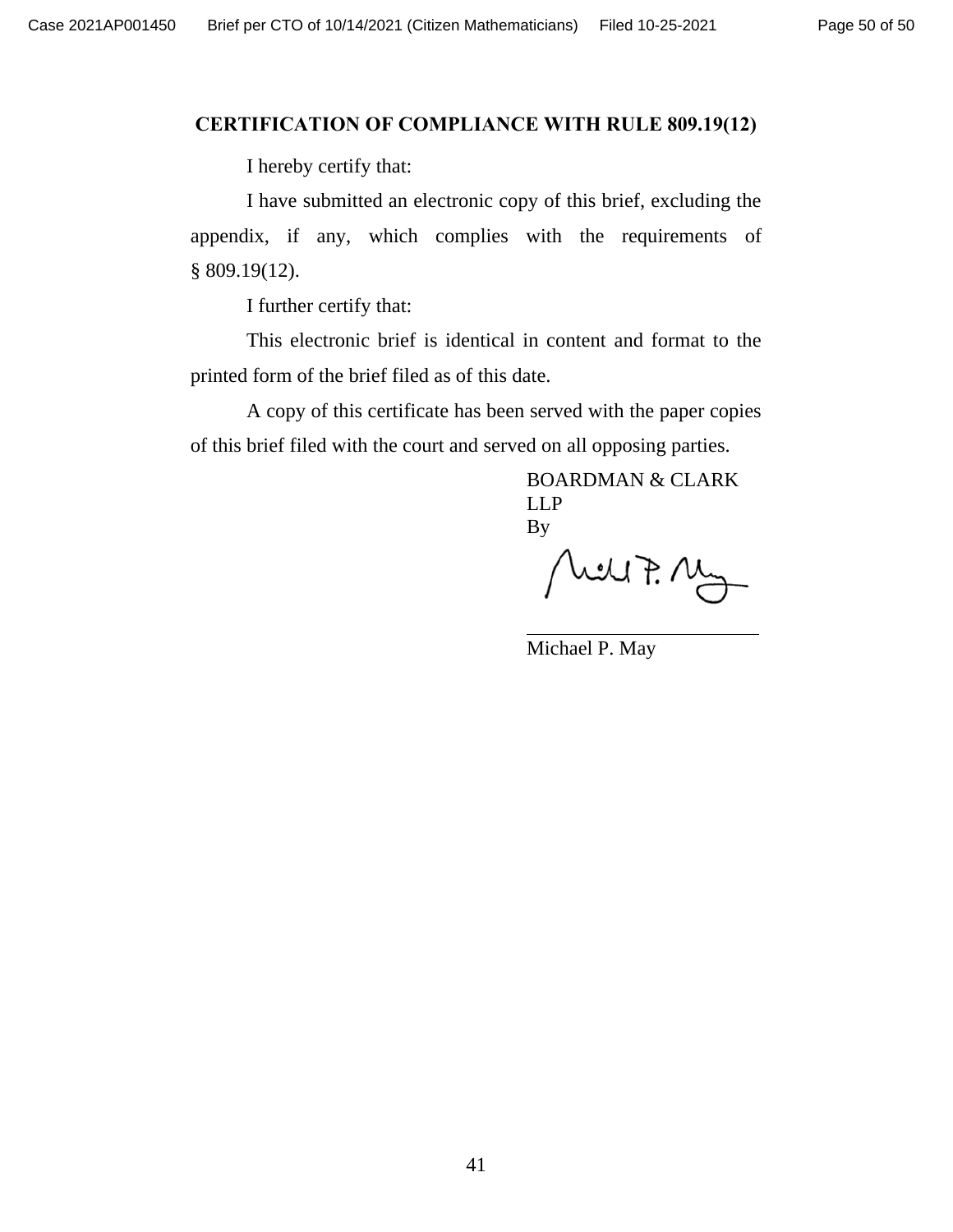## CERTIFICATION OF COMPLIANCE WITH RULE 809.19(12)

I hereby certify that:

I have submitted an electronic copy of this brief, excluding the appendix, if any, which complies with the requirements of § 809.19(12).

I further certify that:

This electronic brief is identical in content and format to the printed form of the brief filed as of this date.

A copy of this certificate has been served with the paper copies of this brief filed with the court and served on all opposing parties.

BOARDMAN & CLARK LLP
By

\_\_\_\_\_\_\_\_\_\_\_\_\_\_\_\_\_\_\_\_\_\_\_\_
Michael P. May